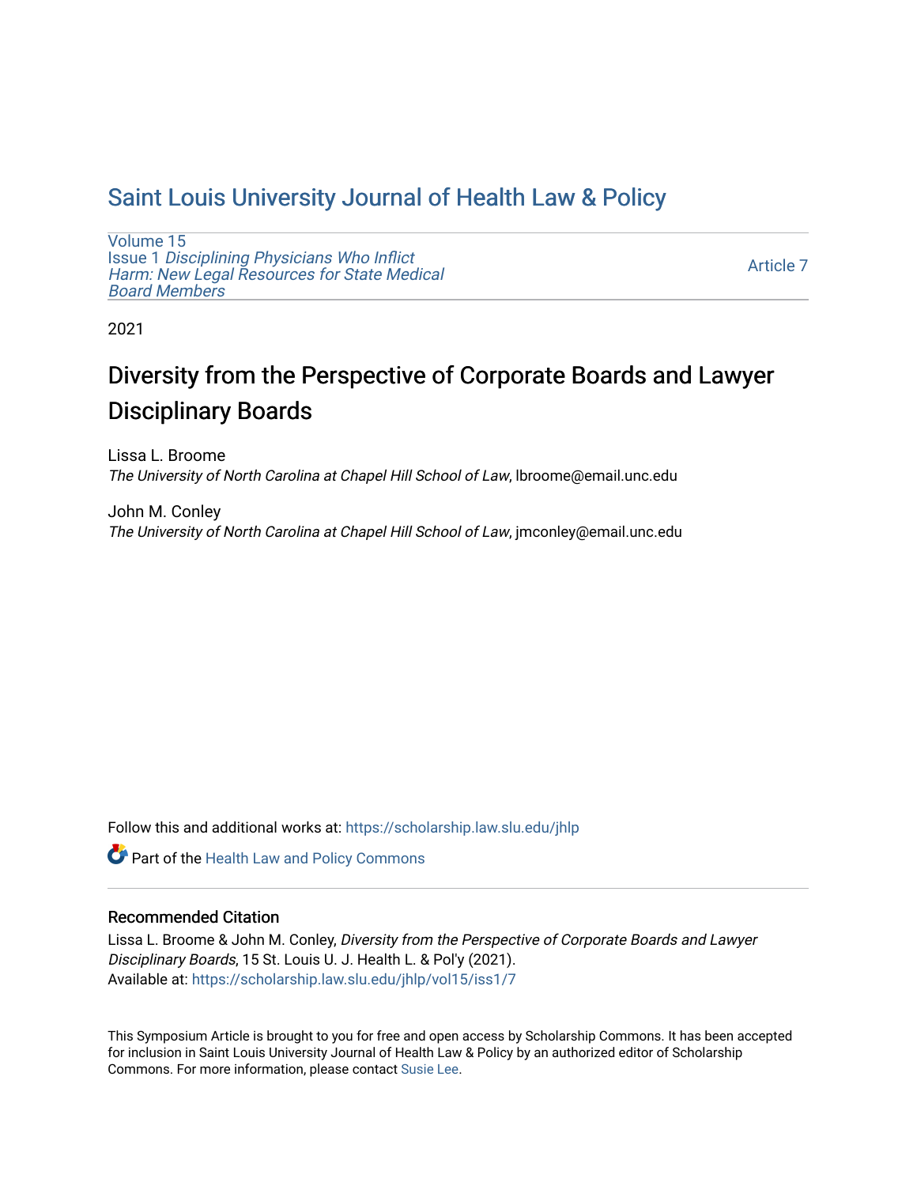# Saint Louis University Journal of Health Law & Policy

Volume 15
Issue 1 *Disciplining Physicians Who Inflict Harm: New Legal Resources for State Medical Board Members*

Article 7

2021

## Diversity from the Perspective of Corporate Boards and Lawyer Disciplinary Boards

Lissa L. Broome
*The University of North Carolina at Chapel Hill School of Law*, lbroome@email.unc.edu

John M. Conley
*The University of North Carolina at Chapel Hill School of Law*, jmconley@email.unc.edu

Follow this and additional works at: https://scholarship.law.slu.edu/jhlp

Part of the Health Law and Policy Commons

### Recommended Citation

Lissa L. Broome & John M. Conley, *Diversity from the Perspective of Corporate Boards and Lawyer Disciplinary Boards*, 15 St. Louis U. J. Health L. & Pol'y (2021).
Available at: https://scholarship.law.slu.edu/jhlp/vol15/iss1/7

This Symposium Article is brought to you for free and open access by Scholarship Commons. It has been accepted for inclusion in Saint Louis University Journal of Health Law & Policy by an authorized editor of Scholarship Commons. For more information, please contact Susie Lee.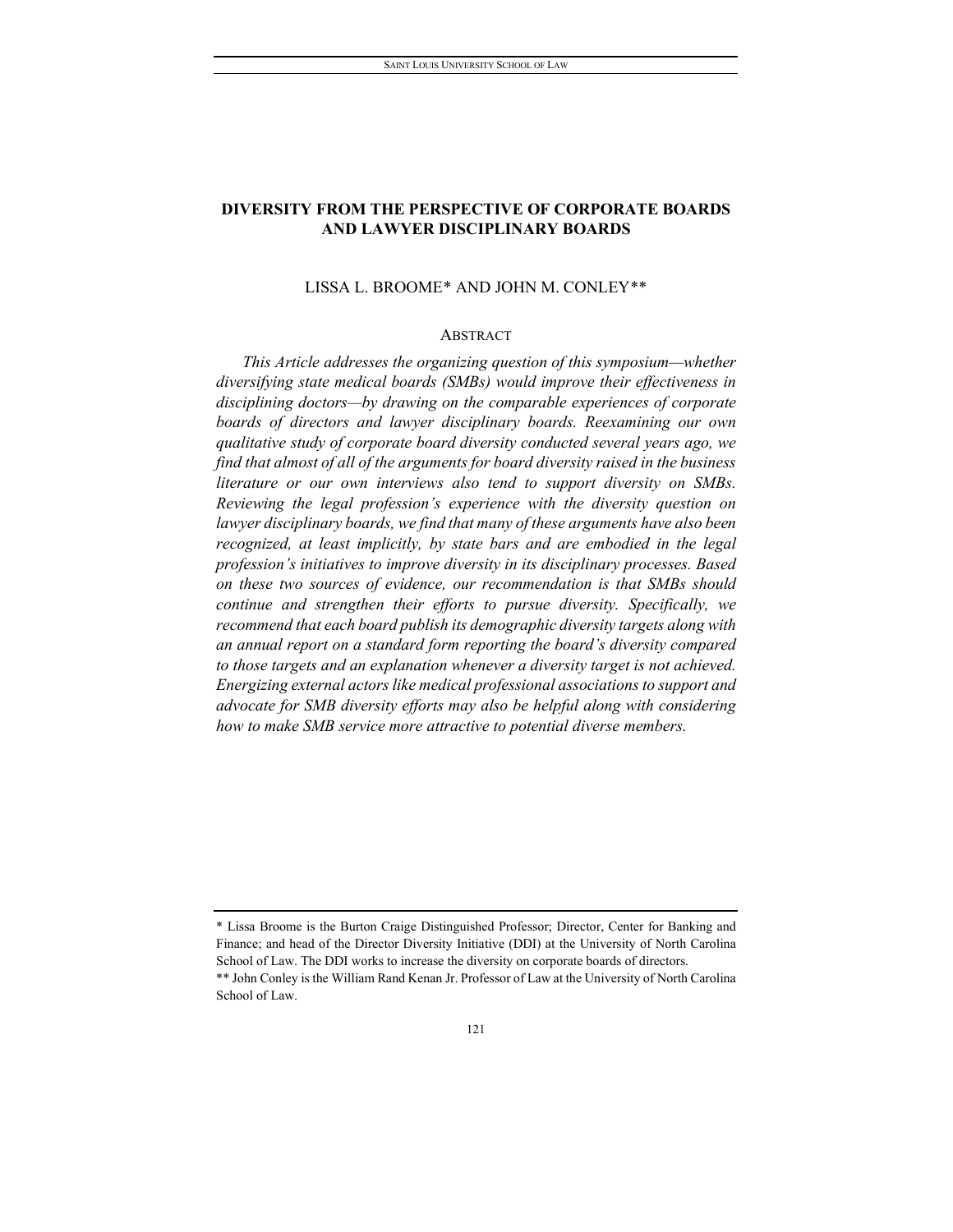# DIVERSITY FROM THE PERSPECTIVE OF CORPORATE BOARDS AND LAWYER DISCIPLINARY BOARDS

LISSA L. BROOME* AND JOHN M. CONLEY**

## ABSTRACT

*This Article addresses the organizing question of this symposium—whether diversifying state medical boards (SMBs) would improve their effectiveness in disciplining doctors—by drawing on the comparable experiences of corporate boards of directors and lawyer disciplinary boards. Reexamining our own qualitative study of corporate board diversity conducted several years ago, we find that almost of all of the arguments for board diversity raised in the business literature or our own interviews also tend to support diversity on SMBs. Reviewing the legal profession's experience with the diversity question on lawyer disciplinary boards, we find that many of these arguments have also been recognized, at least implicitly, by state bars and are embodied in the legal profession's initiatives to improve diversity in its disciplinary processes. Based on these two sources of evidence, our recommendation is that SMBs should continue and strengthen their efforts to pursue diversity. Specifically, we recommend that each board publish its demographic diversity targets along with an annual report on a standard form reporting the board's diversity compared to those targets and an explanation whenever a diversity target is not achieved. Energizing external actors like medical professional associations to support and advocate for SMB diversity efforts may also be helpful along with considering how to make SMB service more attractive to potential diverse members.*

---

\* Lissa Broome is the Burton Craige Distinguished Professor; Director, Center for Banking and Finance; and head of the Director Diversity Initiative (DDI) at the University of North Carolina School of Law. The DDI works to increase the diversity on corporate boards of directors.

\*\* John Conley is the William Rand Kenan Jr. Professor of Law at the University of North Carolina School of Law.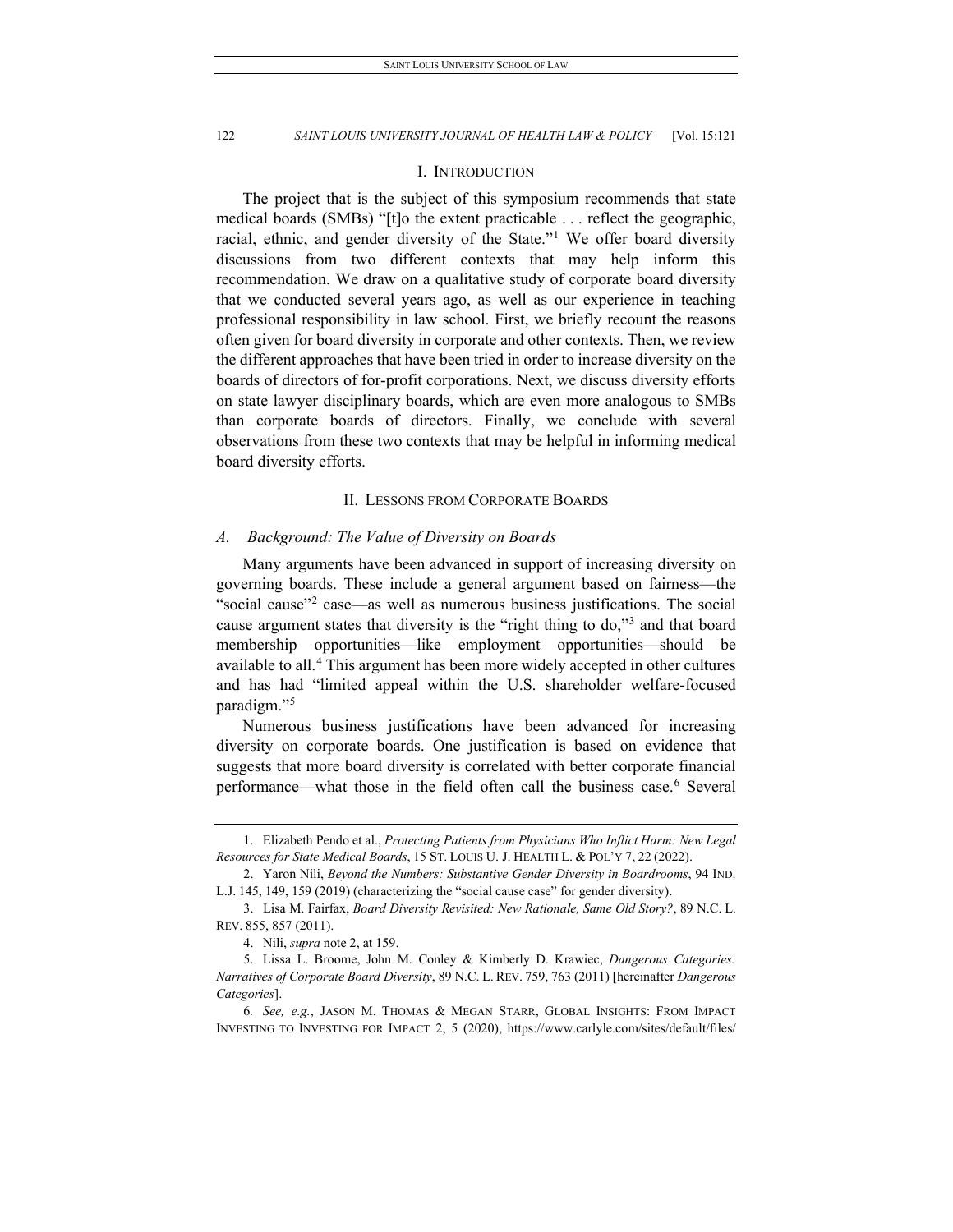## I. Introduction

The project that is the subject of this symposium recommends that state medical boards (SMBs) "[t]o the extent practicable . . . reflect the geographic, racial, ethnic, and gender diversity of the State."[1] We offer board diversity discussions from two different contexts that may help inform this recommendation. We draw on a qualitative study of corporate board diversity that we conducted several years ago, as well as our experience in teaching professional responsibility in law school. First, we briefly recount the reasons often given for board diversity in corporate and other contexts. Then, we review the different approaches that have been tried in order to increase diversity on the boards of directors of for-profit corporations. Next, we discuss diversity efforts on state lawyer disciplinary boards, which are even more analogous to SMBs than corporate boards of directors. Finally, we conclude with several observations from these two contexts that may be helpful in informing medical board diversity efforts.

## II. Lessons from Corporate Boards

### *A. Background: The Value of Diversity on Boards*

Many arguments have been advanced in support of increasing diversity on governing boards. These include a general argument based on fairness—the "social cause"[2] case—as well as numerous business justifications. The social cause argument states that diversity is the "right thing to do,"[3] and that board membership opportunities—like employment opportunities—should be available to all.[4] This argument has been more widely accepted in other cultures and has had "limited appeal within the U.S. shareholder welfare-focused paradigm."[5]

Numerous business justifications have been advanced for increasing diversity on corporate boards. One justification is based on evidence that suggests that more board diversity is correlated with better corporate financial performance—what those in the field often call the business case.[6] Several

---

1. Elizabeth Pendo et al., *Protecting Patients from Physicians Who Inflict Harm: New Legal Resources for State Medical Boards*, 15 ST. LOUIS U. J. HEALTH L. & POL'Y 7, 22 (2022).

2. Yaron Nili, *Beyond the Numbers: Substantive Gender Diversity in Boardrooms*, 94 IND. L.J. 145, 149, 159 (2019) (characterizing the "social cause case" for gender diversity).

3. Lisa M. Fairfax, *Board Diversity Revisited: New Rationale, Same Old Story?*, 89 N.C. L. REV. 855, 857 (2011).

4. Nili, *supra* note 2, at 159.

5. Lissa L. Broome, John M. Conley & Kimberly D. Krawiec, *Dangerous Categories: Narratives of Corporate Board Diversity*, 89 N.C. L. REV. 759, 763 (2011) [hereinafter *Dangerous Categories*].

6. *See, e.g.*, JASON M. THOMAS & MEGAN STARR, GLOBAL INSIGHTS: FROM IMPACT INVESTING TO INVESTING FOR IMPACT 2, 5 (2020), https://www.carlyle.com/sites/default/files/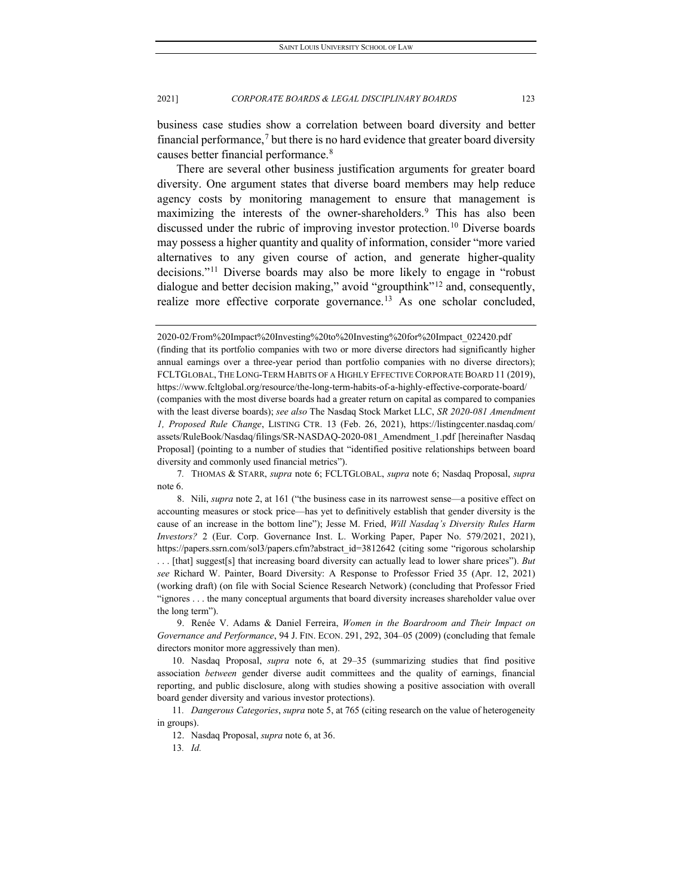business case studies show a correlation between board diversity and better financial performance,[7] but there is no hard evidence that greater board diversity causes better financial performance.[8]

There are several other business justification arguments for greater board diversity. One argument states that diverse board members may help reduce agency costs by monitoring management to ensure that management is maximizing the interests of the owner-shareholders.[9] This has also been discussed under the rubric of improving investor protection.[10] Diverse boards may possess a higher quantity and quality of information, consider "more varied alternatives to any given course of action, and generate higher-quality decisions."[11] Diverse boards may also be more likely to engage in "robust dialogue and better decision making," avoid "groupthink"[12] and, consequently, realize more effective corporate governance.[13] As one scholar concluded,

---

2020-02/From%20Impact%20Investing%20to%20Investing%20for%20Impact_022420.pdf (finding that its portfolio companies with two or more diverse directors had significantly higher annual earnings over a three-year period than portfolio companies with no diverse directors); FCLTGLOBAL, THE LONG-TERM HABITS OF A HIGHLY EFFECTIVE CORPORATE BOARD 11 (2019), https://www.fcltglobal.org/resource/the-long-term-habits-of-a-highly-effective-corporate-board/ (companies with the most diverse boards had a greater return on capital as compared to companies with the least diverse boards); *see also* The Nasdaq Stock Market LLC, *SR 2020-081 Amendment 1, Proposed Rule Change*, LISTING CTR. 13 (Feb. 26, 2021), https://listingcenter.nasdaq.com/assets/RuleBook/Nasdaq/filings/SR-NASDAQ-2020-081_Amendment_1.pdf [hereinafter Nasdaq Proposal] (pointing to a number of studies that "identified positive relationships between board diversity and commonly used financial metrics").

7. THOMAS & STARR, *supra* note 6; FCLTGLOBAL, *supra* note 6; Nasdaq Proposal, *supra* note 6.

8. Nili, *supra* note 2, at 161 ("the business case in its narrowest sense—a positive effect on accounting measures or stock price—has yet to definitively establish that gender diversity is the cause of an increase in the bottom line"); Jesse M. Fried, *Will Nasdaq's Diversity Rules Harm Investors?* 2 (Eur. Corp. Governance Inst. L. Working Paper, Paper No. 579/2021, 2021), https://papers.ssrn.com/sol3/papers.cfm?abstract_id=3812642 (citing some "rigorous scholarship . . . [that] suggest[s] that increasing board diversity can actually lead to lower share prices"). *But see* Richard W. Painter, Board Diversity: A Response to Professor Fried 35 (Apr. 12, 2021) (working draft) (on file with Social Science Research Network) (concluding that Professor Fried "ignores . . . the many conceptual arguments that board diversity increases shareholder value over the long term").

9. Renée V. Adams & Daniel Ferreira, *Women in the Boardroom and Their Impact on Governance and Performance*, 94 J. FIN. ECON. 291, 292, 304–05 (2009) (concluding that female directors monitor more aggressively than men).

10. Nasdaq Proposal, *supra* note 6, at 29–35 (summarizing studies that find positive association *between* gender diverse audit committees and the quality of earnings, financial reporting, and public disclosure, along with studies showing a positive association with overall board gender diversity and various investor protections).

11. *Dangerous Categories*, *supra* note 5, at 765 (citing research on the value of heterogeneity in groups).

12. Nasdaq Proposal, *supra* note 6, at 36.

13. *Id.*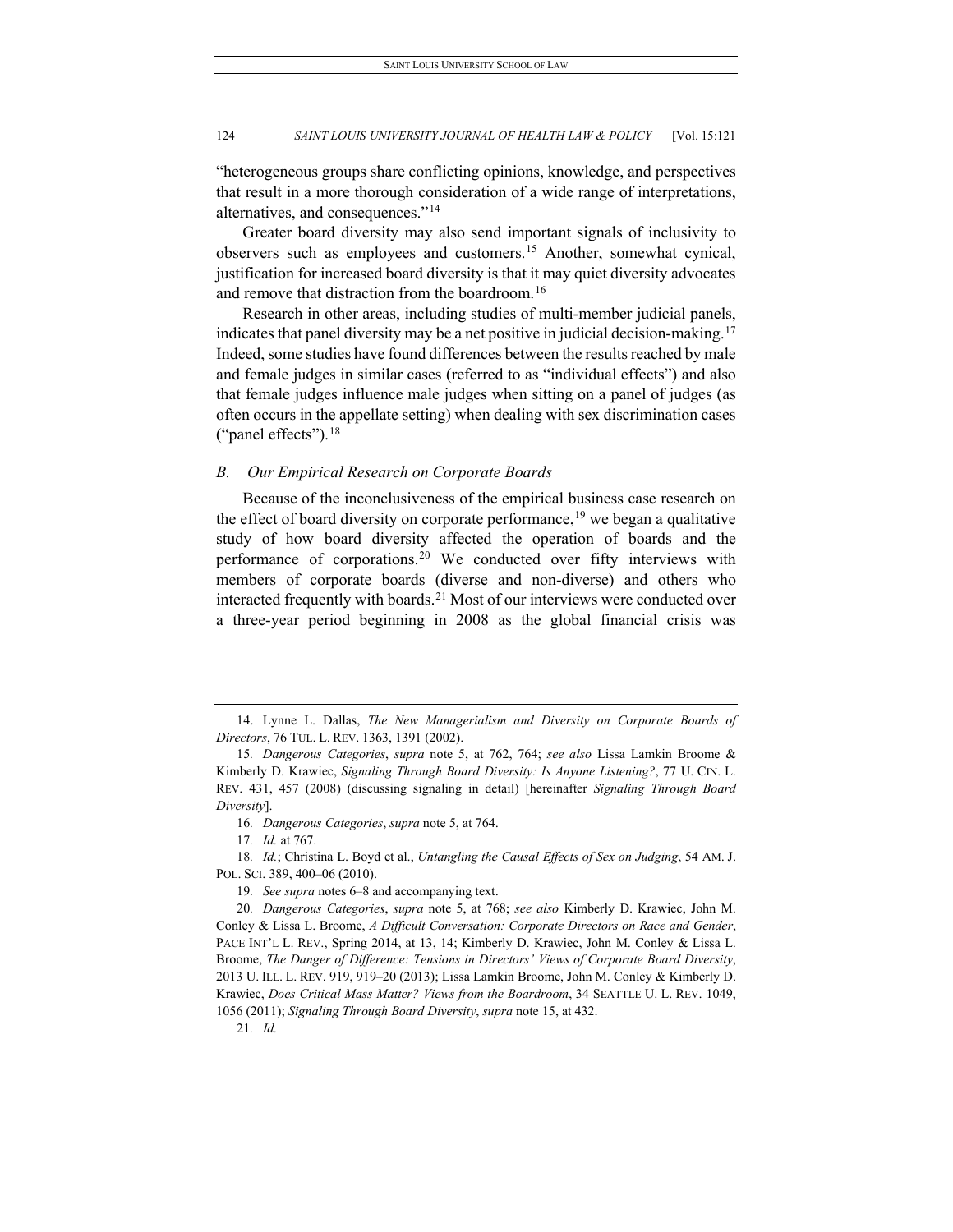"heterogeneous groups share conflicting opinions, knowledge, and perspectives that result in a more thorough consideration of a wide range of interpretations, alternatives, and consequences."[14]

Greater board diversity may also send important signals of inclusivity to observers such as employees and customers.[15] Another, somewhat cynical, justification for increased board diversity is that it may quiet diversity advocates and remove that distraction from the boardroom.[16]

Research in other areas, including studies of multi-member judicial panels, indicates that panel diversity may be a net positive in judicial decision-making.[17] Indeed, some studies have found differences between the results reached by male and female judges in similar cases (referred to as "individual effects") and also that female judges influence male judges when sitting on a panel of judges (as often occurs in the appellate setting) when dealing with sex discrimination cases ("panel effects").[18]

### *B. Our Empirical Research on Corporate Boards*

Because of the inconclusiveness of the empirical business case research on the effect of board diversity on corporate performance,[19] we began a qualitative study of how board diversity affected the operation of boards and the performance of corporations.[20] We conducted over fifty interviews with members of corporate boards (diverse and non-diverse) and others who interacted frequently with boards.[21] Most of our interviews were conducted over a three-year period beginning in 2008 as the global financial crisis was

---

14. Lynne L. Dallas, *The New Managerialism and Diversity on Corporate Boards of Directors*, 76 TUL. L. REV. 1363, 1391 (2002).

15. *Dangerous Categories*, *supra* note 5, at 762, 764; *see also* Lissa Lamkin Broome & Kimberly D. Krawiec, *Signaling Through Board Diversity: Is Anyone Listening?*, 77 U. CIN. L. REV. 431, 457 (2008) (discussing signaling in detail) [hereinafter *Signaling Through Board Diversity*].

16. *Dangerous Categories*, *supra* note 5, at 764.

17. *Id.* at 767.

18. *Id.*; Christina L. Boyd et al., *Untangling the Causal Effects of Sex on Judging*, 54 AM. J. POL. SCI. 389, 400–06 (2010).

19. *See supra* notes 6–8 and accompanying text.

20. *Dangerous Categories*, *supra* note 5, at 768; *see also* Kimberly D. Krawiec, John M. Conley & Lissa L. Broome, *A Difficult Conversation: Corporate Directors on Race and Gender*, PACE INT'L L. REV., Spring 2014, at 13, 14; Kimberly D. Krawiec, John M. Conley & Lissa L. Broome, *The Danger of Difference: Tensions in Directors' Views of Corporate Board Diversity*, 2013 U. ILL. L. REV. 919, 919–20 (2013); Lissa Lamkin Broome, John M. Conley & Kimberly D. Krawiec, *Does Critical Mass Matter? Views from the Boardroom*, 34 SEATTLE U. L. REV. 1049, 1056 (2011); *Signaling Through Board Diversity*, *supra* note 15, at 432.

21. *Id.*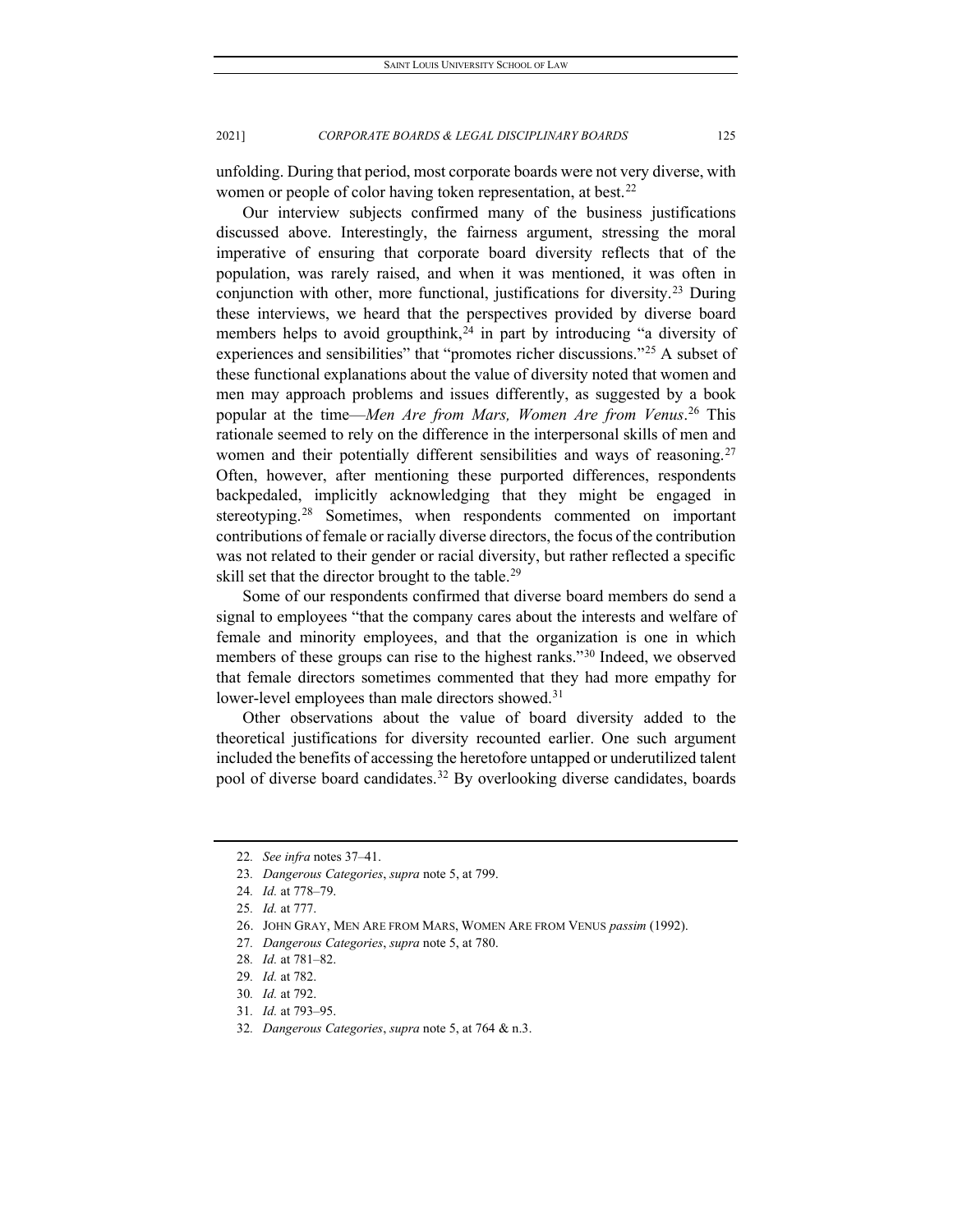unfolding. During that period, most corporate boards were not very diverse, with women or people of color having token representation, at best.[22]

Our interview subjects confirmed many of the business justifications discussed above. Interestingly, the fairness argument, stressing the moral imperative of ensuring that corporate board diversity reflects that of the population, was rarely raised, and when it was mentioned, it was often in conjunction with other, more functional, justifications for diversity.[23] During these interviews, we heard that the perspectives provided by diverse board members helps to avoid groupthink,[24] in part by introducing "a diversity of experiences and sensibilities" that "promotes richer discussions."[25] A subset of these functional explanations about the value of diversity noted that women and men may approach problems and issues differently, as suggested by a book popular at the time—*Men Are from Mars, Women Are from Venus*.[26] This rationale seemed to rely on the difference in the interpersonal skills of men and women and their potentially different sensibilities and ways of reasoning.[27] Often, however, after mentioning these purported differences, respondents backpedaled, implicitly acknowledging that they might be engaged in stereotyping.[28] Sometimes, when respondents commented on important contributions of female or racially diverse directors, the focus of the contribution was not related to their gender or racial diversity, but rather reflected a specific skill set that the director brought to the table.[29]

Some of our respondents confirmed that diverse board members do send a signal to employees "that the company cares about the interests and welfare of female and minority employees, and that the organization is one in which members of these groups can rise to the highest ranks."[30] Indeed, we observed that female directors sometimes commented that they had more empathy for lower-level employees than male directors showed.[31]

Other observations about the value of board diversity added to the theoretical justifications for diversity recounted earlier. One such argument included the benefits of accessing the heretofore untapped or underutilized talent pool of diverse board candidates.[32] By overlooking diverse candidates, boards

---

22. *See infra* notes 37–41.

23. *Dangerous Categories*, *supra* note 5, at 799.

24. *Id.* at 778–79.

25. *Id.* at 777.

26. JOHN GRAY, MEN ARE FROM MARS, WOMEN ARE FROM VENUS *passim* (1992).

27. *Dangerous Categories*, *supra* note 5, at 780.

28. *Id.* at 781–82.

29. *Id.* at 782.

30. *Id.* at 792.

31. *Id.* at 793–95.

32. *Dangerous Categories*, *supra* note 5, at 764 & n.3.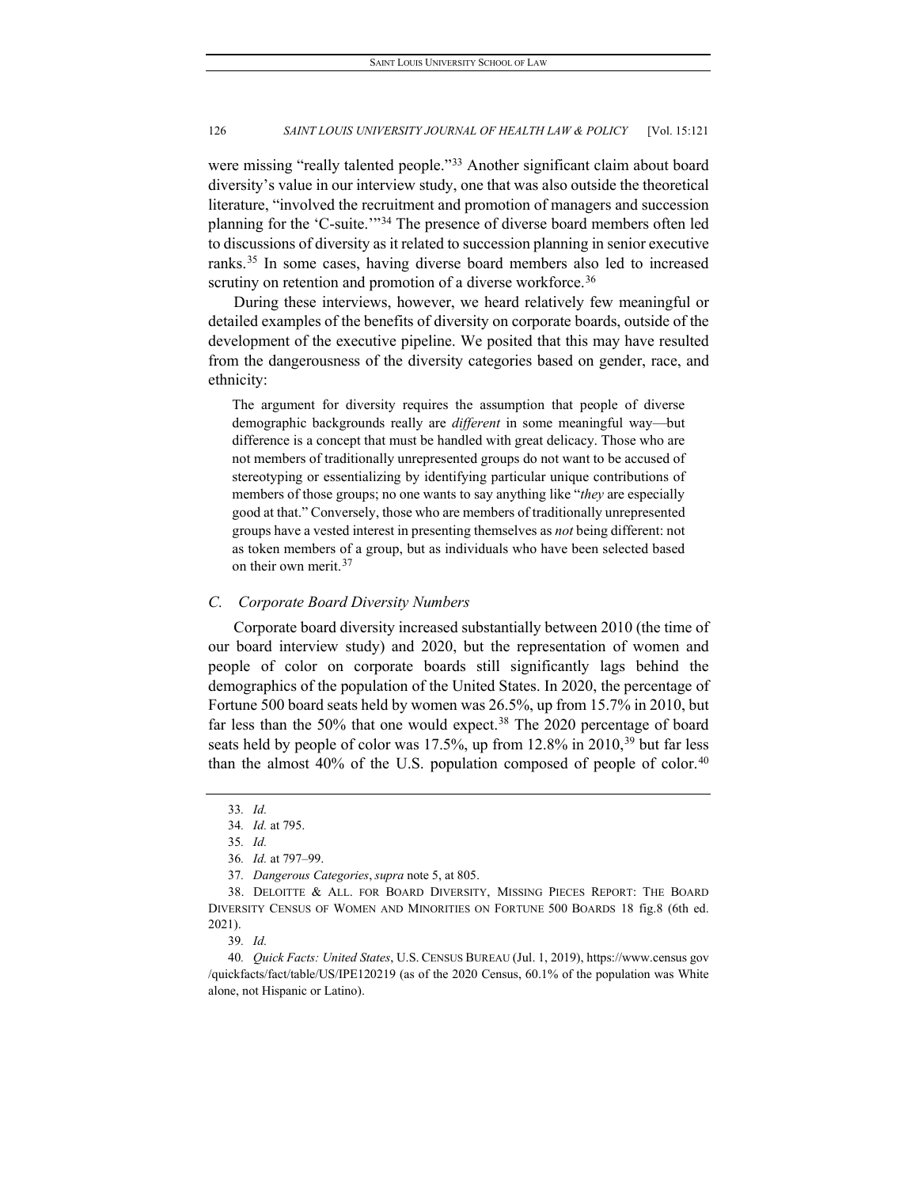were missing "really talented people."[33] Another significant claim about board diversity's value in our interview study, one that was also outside the theoretical literature, "involved the recruitment and promotion of managers and succession planning for the 'C-suite.'"[34] The presence of diverse board members often led to discussions of diversity as it related to succession planning in senior executive ranks.[35] In some cases, having diverse board members also led to increased scrutiny on retention and promotion of a diverse workforce.[36]

During these interviews, however, we heard relatively few meaningful or detailed examples of the benefits of diversity on corporate boards, outside of the development of the executive pipeline. We posited that this may have resulted from the dangerousness of the diversity categories based on gender, race, and ethnicity:

> The argument for diversity requires the assumption that people of diverse demographic backgrounds really are *different* in some meaningful way—but difference is a concept that must be handled with great delicacy. Those who are not members of traditionally unrepresented groups do not want to be accused of stereotyping or essentializing by identifying particular unique contributions of members of those groups; no one wants to say anything like "*they* are especially good at that." Conversely, those who are members of traditionally unrepresented groups have a vested interest in presenting themselves as *not* being different: not as token members of a group, but as individuals who have been selected based on their own merit.[37]

### *C. Corporate Board Diversity Numbers*

Corporate board diversity increased substantially between 2010 (the time of our board interview study) and 2020, but the representation of women and people of color on corporate boards still significantly lags behind the demographics of the population of the United States. In 2020, the percentage of Fortune 500 board seats held by women was 26.5%, up from 15.7% in 2010, but far less than the 50% that one would expect.[38] The 2020 percentage of board seats held by people of color was 17.5%, up from 12.8% in 2010,[39] but far less than the almost 40% of the U.S. population composed of people of color.[40]

---

33. *Id.*

34. *Id.* at 795.

35. *Id.*

36. *Id.* at 797–99.

37. *Dangerous Categories*, *supra* note 5, at 805.

38. DELOITTE & ALL. FOR BOARD DIVERSITY, MISSING PIECES REPORT: THE BOARD DIVERSITY CENSUS OF WOMEN AND MINORITIES ON FORTUNE 500 BOARDS 18 fig.8 (6th ed. 2021).

39. *Id.*

40. *Quick Facts: United States*, U.S. CENSUS BUREAU (Jul. 1, 2019), https://www.census gov /quickfacts/fact/table/US/IPE120219 (as of the 2020 Census, 60.1% of the population was White alone, not Hispanic or Latino).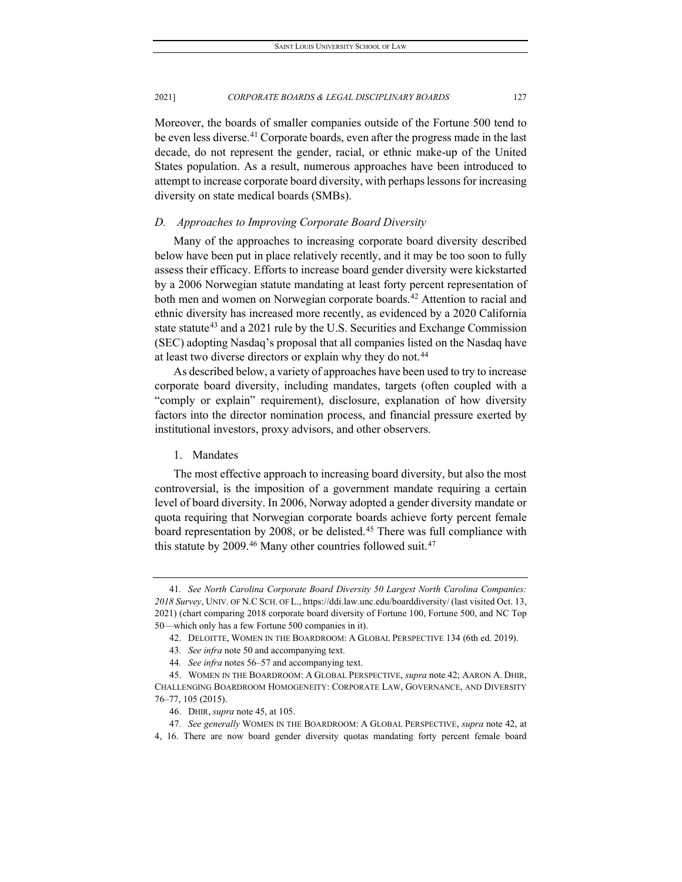Moreover, the boards of smaller companies outside of the Fortune 500 tend to be even less diverse.[41] Corporate boards, even after the progress made in the last decade, do not represent the gender, racial, or ethnic make-up of the United States population. As a result, numerous approaches have been introduced to attempt to increase corporate board diversity, with perhaps lessons for increasing diversity on state medical boards (SMBs).

### *D. Approaches to Improving Corporate Board Diversity*

Many of the approaches to increasing corporate board diversity described below have been put in place relatively recently, and it may be too soon to fully assess their efficacy. Efforts to increase board gender diversity were kickstarted by a 2006 Norwegian statute mandating at least forty percent representation of both men and women on Norwegian corporate boards.[42] Attention to racial and ethnic diversity has increased more recently, as evidenced by a 2020 California state statute[43] and a 2021 rule by the U.S. Securities and Exchange Commission (SEC) adopting Nasdaq's proposal that all companies listed on the Nasdaq have at least two diverse directors or explain why they do not.[44]

As described below, a variety of approaches have been used to try to increase corporate board diversity, including mandates, targets (often coupled with a "comply or explain" requirement), disclosure, explanation of how diversity factors into the director nomination process, and financial pressure exerted by institutional investors, proxy advisors, and other observers.

#### 1. Mandates

The most effective approach to increasing board diversity, but also the most controversial, is the imposition of a government mandate requiring a certain level of board diversity. In 2006, Norway adopted a gender diversity mandate or quota requiring that Norwegian corporate boards achieve forty percent female board representation by 2008, or be delisted.[45] There was full compliance with this statute by 2009.[46] Many other countries followed suit.[47]

---

41. *See North Carolina Corporate Board Diversity 50 Largest North Carolina Companies: 2018 Survey*, UNIV. OF N.C SCH. OF L., https://ddi.law.unc.edu/boarddiversity/ (last visited Oct. 13, 2021) (chart comparing 2018 corporate board diversity of Fortune 100, Fortune 500, and NC Top 50—which only has a few Fortune 500 companies in it).

42. DELOITTE, WOMEN IN THE BOARDROOM: A GLOBAL PERSPECTIVE 134 (6th ed. 2019).

43. *See infra* note 50 and accompanying text.

44. *See infra* notes 56–57 and accompanying text.

45. WOMEN IN THE BOARDROOM: A GLOBAL PERSPECTIVE, *supra* note 42; AARON A. DHIR, CHALLENGING BOARDROOM HOMOGENEITY: CORPORATE LAW, GOVERNANCE, AND DIVERSITY 76–77, 105 (2015).

46. DHIR, *supra* note 45, at 105.

47. *See generally* WOMEN IN THE BOARDROOM: A GLOBAL PERSPECTIVE, *supra* note 42, at 4, 16. There are now board gender diversity quotas mandating forty percent female board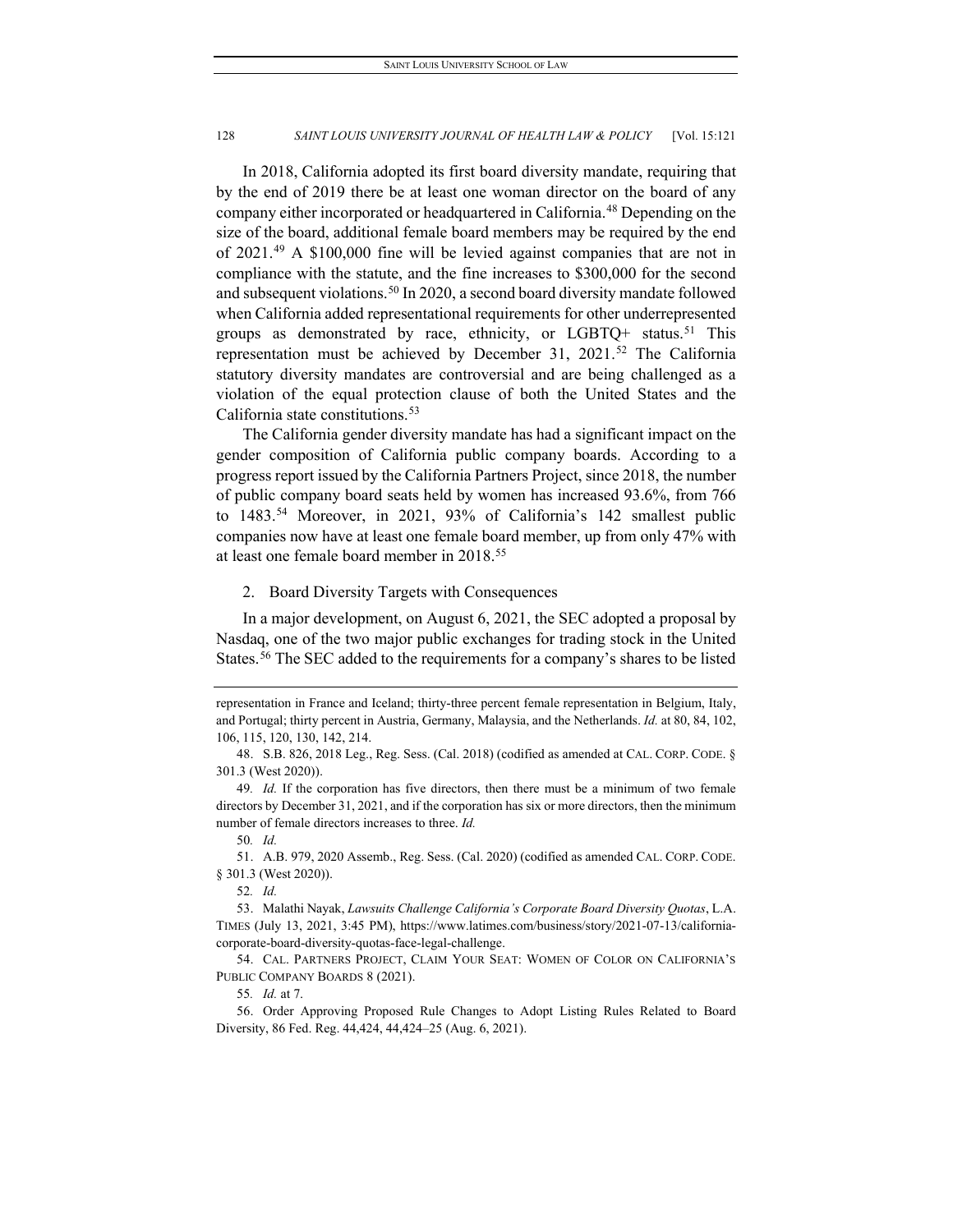In 2018, California adopted its first board diversity mandate, requiring that by the end of 2019 there be at least one woman director on the board of any company either incorporated or headquartered in California.[48] Depending on the size of the board, additional female board members may be required by the end of 2021.[49] A $100,000 fine will be levied against companies that are not in compliance with the statute, and the fine increases to $300,000 for the second and subsequent violations.[50] In 2020, a second board diversity mandate followed when California added representational requirements for other underrepresented groups as demonstrated by race, ethnicity, or LGBTQ+ status.[51] This representation must be achieved by December 31, 2021.[52] The California statutory diversity mandates are controversial and are being challenged as a violation of the equal protection clause of both the United States and the California state constitutions.[53]

The California gender diversity mandate has had a significant impact on the gender composition of California public company boards. According to a progress report issued by the California Partners Project, since 2018, the number of public company board seats held by women has increased 93.6%, from 766 to 1483.[54] Moreover, in 2021, 93% of California's 142 smallest public companies now have at least one female board member, up from only 47% with at least one female board member in 2018.[55]

2. Board Diversity Targets with Consequences

In a major development, on August 6, 2021, the SEC adopted a proposal by Nasdaq, one of the two major public exchanges for trading stock in the United States.[56] The SEC added to the requirements for a company's shares to be listed

---

representation in France and Iceland; thirty-three percent female representation in Belgium, Italy, and Portugal; thirty percent in Austria, Germany, Malaysia, and the Netherlands. *Id.* at 80, 84, 102, 106, 115, 120, 130, 142, 214.

48. S.B. 826, 2018 Leg., Reg. Sess. (Cal. 2018) (codified as amended at CAL. CORP. CODE. § 301.3 (West 2020)).

49. *Id.* If the corporation has five directors, then there must be a minimum of two female directors by December 31, 2021, and if the corporation has six or more directors, then the minimum number of female directors increases to three. *Id.*

50. *Id.*

51. A.B. 979, 2020 Assemb., Reg. Sess. (Cal. 2020) (codified as amended CAL. CORP. CODE. § 301.3 (West 2020)).

52. *Id.*

53. Malathi Nayak, *Lawsuits Challenge California's Corporate Board Diversity Quotas*, L.A. TIMES (July 13, 2021, 3:45 PM), https://www.latimes.com/business/story/2021-07-13/california-corporate-board-diversity-quotas-face-legal-challenge.

54. CAL. PARTNERS PROJECT, CLAIM YOUR SEAT: WOMEN OF COLOR ON CALIFORNIA'S PUBLIC COMPANY BOARDS 8 (2021).

55. *Id.* at 7.

56. Order Approving Proposed Rule Changes to Adopt Listing Rules Related to Board Diversity, 86 Fed. Reg. 44,424, 44,424–25 (Aug. 6, 2021).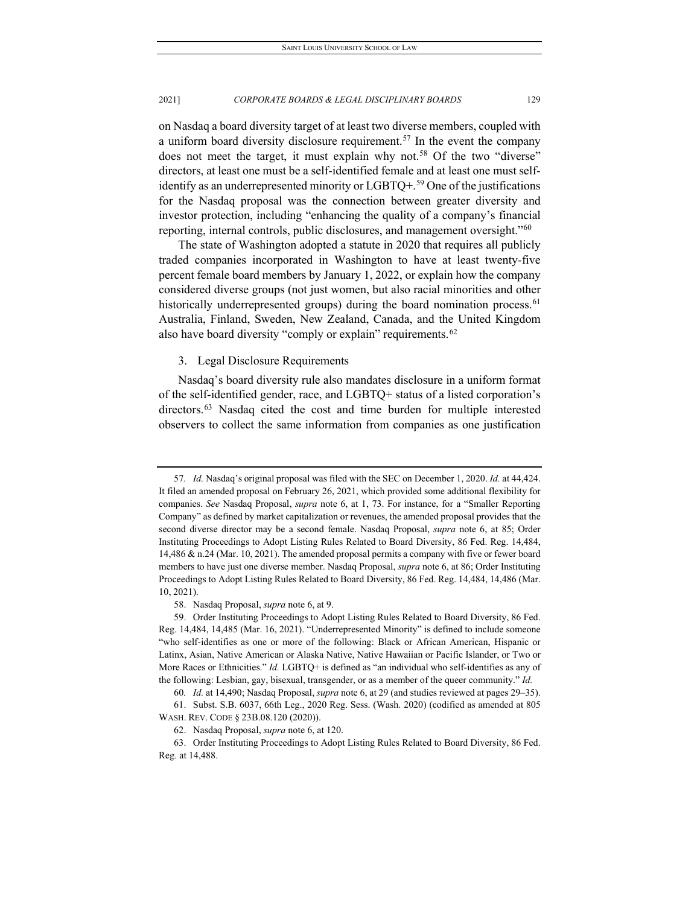on Nasdaq a board diversity target of at least two diverse members, coupled with a uniform board diversity disclosure requirement.[57] In the event the company does not meet the target, it must explain why not.[58] Of the two "diverse" directors, at least one must be a self-identified female and at least one must self-identify as an underrepresented minority or LGBTQ+.[59] One of the justifications for the Nasdaq proposal was the connection between greater diversity and investor protection, including "enhancing the quality of a company's financial reporting, internal controls, public disclosures, and management oversight."[60]

The state of Washington adopted a statute in 2020 that requires all publicly traded companies incorporated in Washington to have at least twenty-five percent female board members by January 1, 2022, or explain how the company considered diverse groups (not just women, but also racial minorities and other historically underrepresented groups) during the board nomination process.[61] Australia, Finland, Sweden, New Zealand, Canada, and the United Kingdom also have board diversity "comply or explain" requirements.[62]

### 3. Legal Disclosure Requirements

Nasdaq's board diversity rule also mandates disclosure in a uniform format of the self-identified gender, race, and LGBTQ+ status of a listed corporation's directors.[63] Nasdaq cited the cost and time burden for multiple interested observers to collect the same information from companies as one justification

---

57. *Id.* Nasdaq's original proposal was filed with the SEC on December 1, 2020. *Id.* at 44,424. It filed an amended proposal on February 26, 2021, which provided some additional flexibility for companies. *See* Nasdaq Proposal, *supra* note 6, at 1, 73. For instance, for a "Smaller Reporting Company" as defined by market capitalization or revenues, the amended proposal provides that the second diverse director may be a second female. Nasdaq Proposal, *supra* note 6, at 85; Order Instituting Proceedings to Adopt Listing Rules Related to Board Diversity, 86 Fed. Reg. 14,484, 14,486 & n.24 (Mar. 10, 2021). The amended proposal permits a company with five or fewer board members to have just one diverse member. Nasdaq Proposal, *supra* note 6, at 86; Order Instituting Proceedings to Adopt Listing Rules Related to Board Diversity, 86 Fed. Reg. 14,484, 14,486 (Mar. 10, 2021).

58. Nasdaq Proposal, *supra* note 6, at 9.

59. Order Instituting Proceedings to Adopt Listing Rules Related to Board Diversity, 86 Fed. Reg. 14,484, 14,485 (Mar. 16, 2021). "Underrepresented Minority" is defined to include someone "who self-identifies as one or more of the following: Black or African American, Hispanic or Latinx, Asian, Native American or Alaska Native, Native Hawaiian or Pacific Islander, or Two or More Races or Ethnicities." *Id.* LGBTQ+ is defined as "an individual who self-identifies as any of the following: Lesbian, gay, bisexual, transgender, or as a member of the queer community." *Id.*

60. *Id.* at 14,490; Nasdaq Proposal, *supra* note 6, at 29 (and studies reviewed at pages 29–35).

61. Subst. S.B. 6037, 66th Leg., 2020 Reg. Sess. (Wash. 2020) (codified as amended at 805 WASH. REV. CODE § 23B.08.120 (2020)).

62. Nasdaq Proposal, *supra* note 6, at 120.

63. Order Instituting Proceedings to Adopt Listing Rules Related to Board Diversity, 86 Fed. Reg. at 14,488.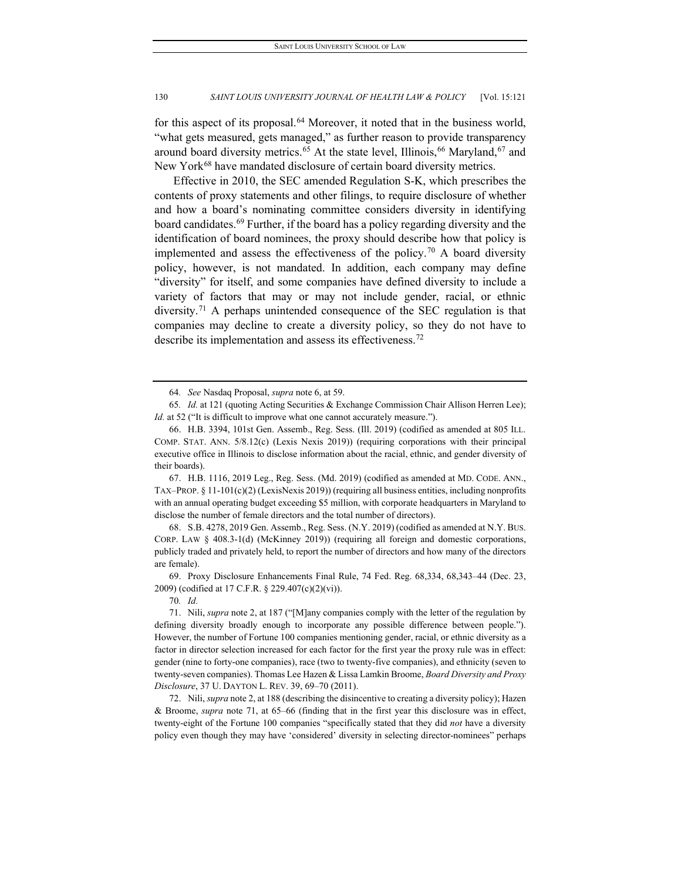for this aspect of its proposal.[64] Moreover, it noted that in the business world, "what gets measured, gets managed," as further reason to provide transparency around board diversity metrics.[65] At the state level, Illinois,[66] Maryland,[67] and New York[68] have mandated disclosure of certain board diversity metrics.

Effective in 2010, the SEC amended Regulation S-K, which prescribes the contents of proxy statements and other filings, to require disclosure of whether and how a board's nominating committee considers diversity in identifying board candidates.[69] Further, if the board has a policy regarding diversity and the identification of board nominees, the proxy should describe how that policy is implemented and assess the effectiveness of the policy.[70] A board diversity policy, however, is not mandated. In addition, each company may define "diversity" for itself, and some companies have defined diversity to include a variety of factors that may or may not include gender, racial, or ethnic diversity.[71] A perhaps unintended consequence of the SEC regulation is that companies may decline to create a diversity policy, so they do not have to describe its implementation and assess its effectiveness.[72]

---

64. *See* Nasdaq Proposal, *supra* note 6, at 59.

65. *Id.* at 121 (quoting Acting Securities & Exchange Commission Chair Allison Herren Lee); *Id.* at 52 ("It is difficult to improve what one cannot accurately measure.").

66. H.B. 3394, 101st Gen. Assemb., Reg. Sess. (Ill. 2019) (codified as amended at 805 ILL. COMP. STAT. ANN. 5/8.12(c) (Lexis Nexis 2019)) (requiring corporations with their principal executive office in Illinois to disclose information about the racial, ethnic, and gender diversity of their boards).

67. H.B. 1116, 2019 Leg., Reg. Sess. (Md. 2019) (codified as amended at MD. CODE. ANN., TAX–PROP. § 11-101(c)(2) (LexisNexis 2019)) (requiring all business entities, including nonprofits with an annual operating budget exceeding $5 million, with corporate headquarters in Maryland to disclose the number of female directors and the total number of directors).

68. S.B. 4278, 2019 Gen. Assemb., Reg. Sess. (N.Y. 2019) (codified as amended at N.Y. BUS. CORP. LAW § 408.3-1(d) (McKinney 2019)) (requiring all foreign and domestic corporations, publicly traded and privately held, to report the number of directors and how many of the directors are female).

69. Proxy Disclosure Enhancements Final Rule, 74 Fed. Reg. 68,334, 68,343–44 (Dec. 23, 2009) (codified at 17 C.F.R. § 229.407(c)(2)(vi)).

70. *Id.*

71. Nili, *supra* note 2, at 187 ("[M]any companies comply with the letter of the regulation by defining diversity broadly enough to incorporate any possible difference between people."). However, the number of Fortune 100 companies mentioning gender, racial, or ethnic diversity as a factor in director selection increased for each factor for the first year the proxy rule was in effect: gender (nine to forty-one companies), race (two to twenty-five companies), and ethnicity (seven to twenty-seven companies). Thomas Lee Hazen & Lissa Lamkin Broome, *Board Diversity and Proxy Disclosure*, 37 U. DAYTON L. REV. 39, 69–70 (2011).

72. Nili, *supra* note 2, at 188 (describing the disincentive to creating a diversity policy); Hazen & Broome, *supra* note 71, at 65–66 (finding that in the first year this disclosure was in effect, twenty-eight of the Fortune 100 companies "specifically stated that they did *not* have a diversity policy even though they may have 'considered' diversity in selecting director-nominees" perhaps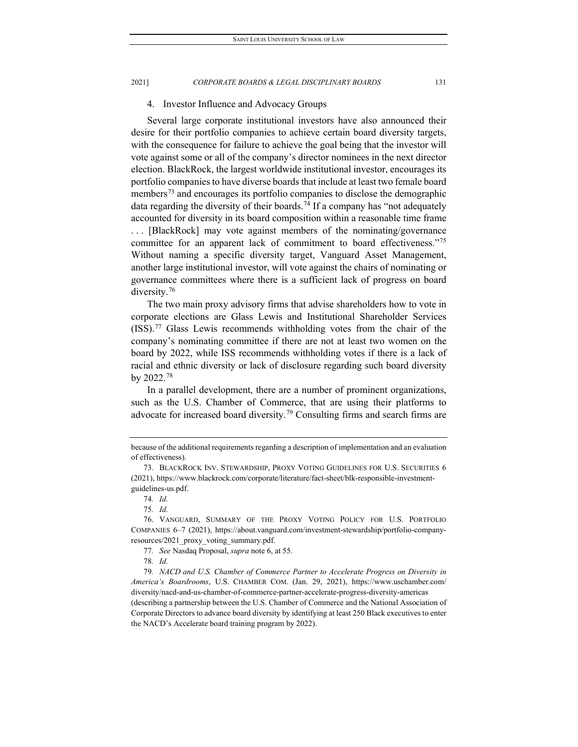#### 4. Investor Influence and Advocacy Groups

Several large corporate institutional investors have also announced their desire for their portfolio companies to achieve certain board diversity targets, with the consequence for failure to achieve the goal being that the investor will vote against some or all of the company's director nominees in the next director election. BlackRock, the largest worldwide institutional investor, encourages its portfolio companies to have diverse boards that include at least two female board members[73] and encourages its portfolio companies to disclose the demographic data regarding the diversity of their boards.[74] If a company has "not adequately accounted for diversity in its board composition within a reasonable time frame . . . [BlackRock] may vote against members of the nominating/governance committee for an apparent lack of commitment to board effectiveness."[75] Without naming a specific diversity target, Vanguard Asset Management, another large institutional investor, will vote against the chairs of nominating or governance committees where there is a sufficient lack of progress on board diversity.[76]

The two main proxy advisory firms that advise shareholders how to vote in corporate elections are Glass Lewis and Institutional Shareholder Services (ISS).[77] Glass Lewis recommends withholding votes from the chair of the company's nominating committee if there are not at least two women on the board by 2022, while ISS recommends withholding votes if there is a lack of racial and ethnic diversity or lack of disclosure regarding such board diversity by 2022.[78]

In a parallel development, there are a number of prominent organizations, such as the U.S. Chamber of Commerce, that are using their platforms to advocate for increased board diversity.[79] Consulting firms and search firms are

---

because of the additional requirements regarding a description of implementation and an evaluation of effectiveness).

73. BLACKROCK INV. STEWARDSHIP, PROXY VOTING GUIDELINES FOR U.S. SECURITIES 6 (2021), https://www.blackrock.com/corporate/literature/fact-sheet/blk-responsible-investment-guidelines-us.pdf.

74. *Id.*

75. *Id.*

76. VANGUARD, SUMMARY OF THE PROXY VOTING POLICY FOR U.S. PORTFOLIO COMPANIES 6–7 (2021), https://about.vanguard.com/investment-stewardship/portfolio-company-resources/2021_proxy_voting_summary.pdf.

77. *See* Nasdaq Proposal, *supra* note 6, at 55.

78. *Id.*

79. *NACD and U.S. Chamber of Commerce Partner to Accelerate Progress on Diversity in America's Boardrooms*, U.S. CHAMBER COM. (Jan. 29, 2021), https://www.uschamber.com/diversity/nacd-and-us-chamber-of-commerce-partner-accelerate-progress-diversity-americas (describing a partnership between the U.S. Chamber of Commerce and the National Association of Corporate Directors to advance board diversity by identifying at least 250 Black executives to enter the NACD's Accelerate board training program by 2022).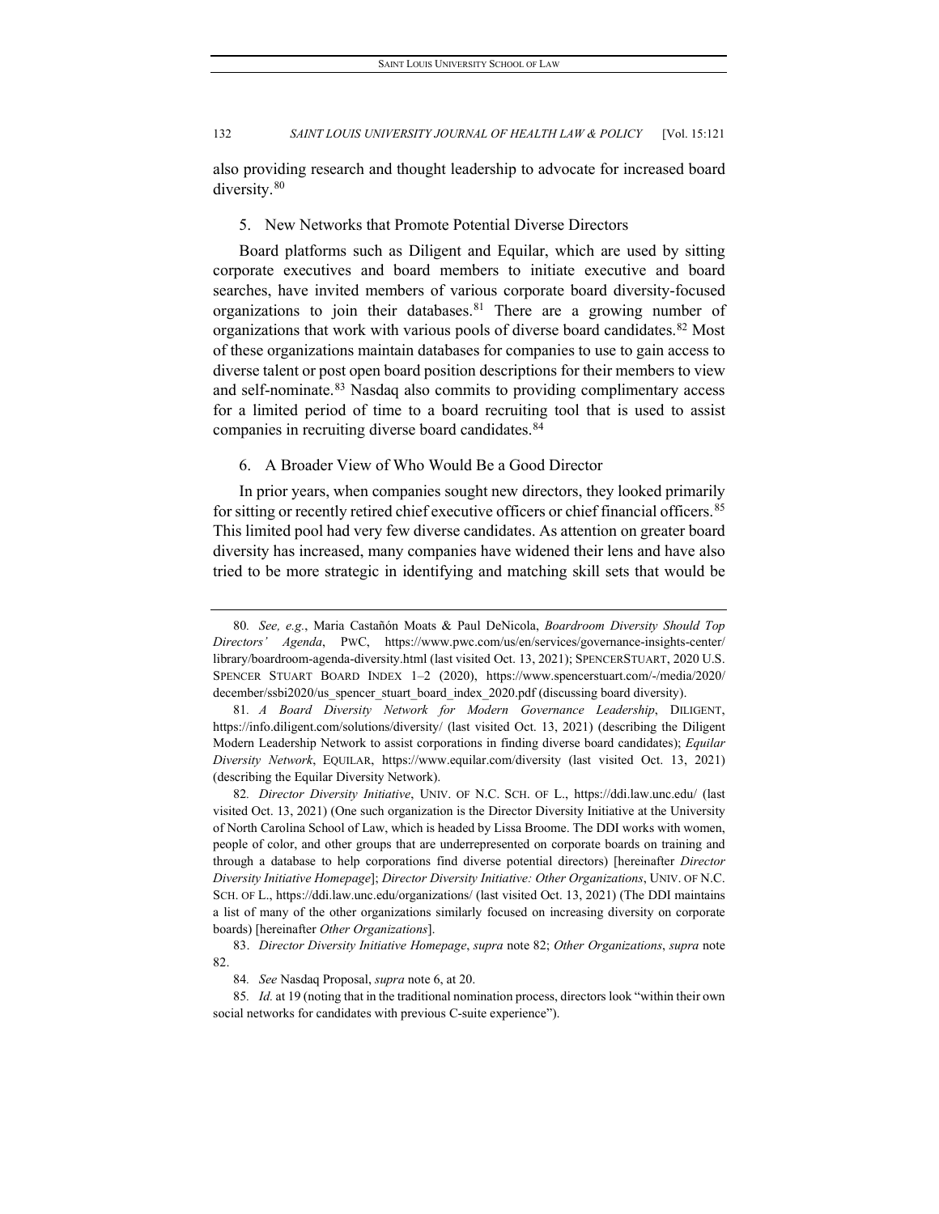also providing research and thought leadership to advocate for increased board diversity.[80]

5. New Networks that Promote Potential Diverse Directors

Board platforms such as Diligent and Equilar, which are used by sitting corporate executives and board members to initiate executive and board searches, have invited members of various corporate board diversity-focused organizations to join their databases.[81] There are a growing number of organizations that work with various pools of diverse board candidates.[82] Most of these organizations maintain databases for companies to use to gain access to diverse talent or post open board position descriptions for their members to view and self-nominate.[83] Nasdaq also commits to providing complimentary access for a limited period of time to a board recruiting tool that is used to assist companies in recruiting diverse board candidates.[84]

6. A Broader View of Who Would Be a Good Director

In prior years, when companies sought new directors, they looked primarily for sitting or recently retired chief executive officers or chief financial officers.[85] This limited pool had very few diverse candidates. As attention on greater board diversity has increased, many companies have widened their lens and have also tried to be more strategic in identifying and matching skill sets that would be

---

80. *See, e.g.*, Maria Castañón Moats & Paul DeNicola, *Boardroom Diversity Should Top Directors' Agenda*, PWC, https://www.pwc.com/us/en/services/governance-insights-center/library/boardroom-agenda-diversity.html (last visited Oct. 13, 2021); SPENCERSTUART, 2020 U.S. SPENCER STUART BOARD INDEX 1–2 (2020), https://www.spencerstuart.com/-/media/2020/december/ssbi2020/us_spencer_stuart_board_index_2020.pdf (discussing board diversity).

81. *A Board Diversity Network for Modern Governance Leadership*, DILIGENT, https://info.diligent.com/solutions/diversity/ (last visited Oct. 13, 2021) (describing the Diligent Modern Leadership Network to assist corporations in finding diverse board candidates); *Equilar Diversity Network*, EQUILAR, https://www.equilar.com/diversity (last visited Oct. 13, 2021) (describing the Equilar Diversity Network).

82. *Director Diversity Initiative*, UNIV. OF N.C. SCH. OF L., https://ddi.law.unc.edu/ (last visited Oct. 13, 2021) (One such organization is the Director Diversity Initiative at the University of North Carolina School of Law, which is headed by Lissa Broome. The DDI works with women, people of color, and other groups that are underrepresented on corporate boards on training and through a database to help corporations find diverse potential directors) [hereinafter *Director Diversity Initiative Homepage*]; *Director Diversity Initiative: Other Organizations*, UNIV. OF N.C. SCH. OF L., https://ddi.law.unc.edu/organizations/ (last visited Oct. 13, 2021) (The DDI maintains a list of many of the other organizations similarly focused on increasing diversity on corporate boards) [hereinafter *Other Organizations*].

83. *Director Diversity Initiative Homepage*, *supra* note 82; *Other Organizations*, *supra* note 82.

84. *See* Nasdaq Proposal, *supra* note 6, at 20.

85. *Id.* at 19 (noting that in the traditional nomination process, directors look "within their own social networks for candidates with previous C-suite experience").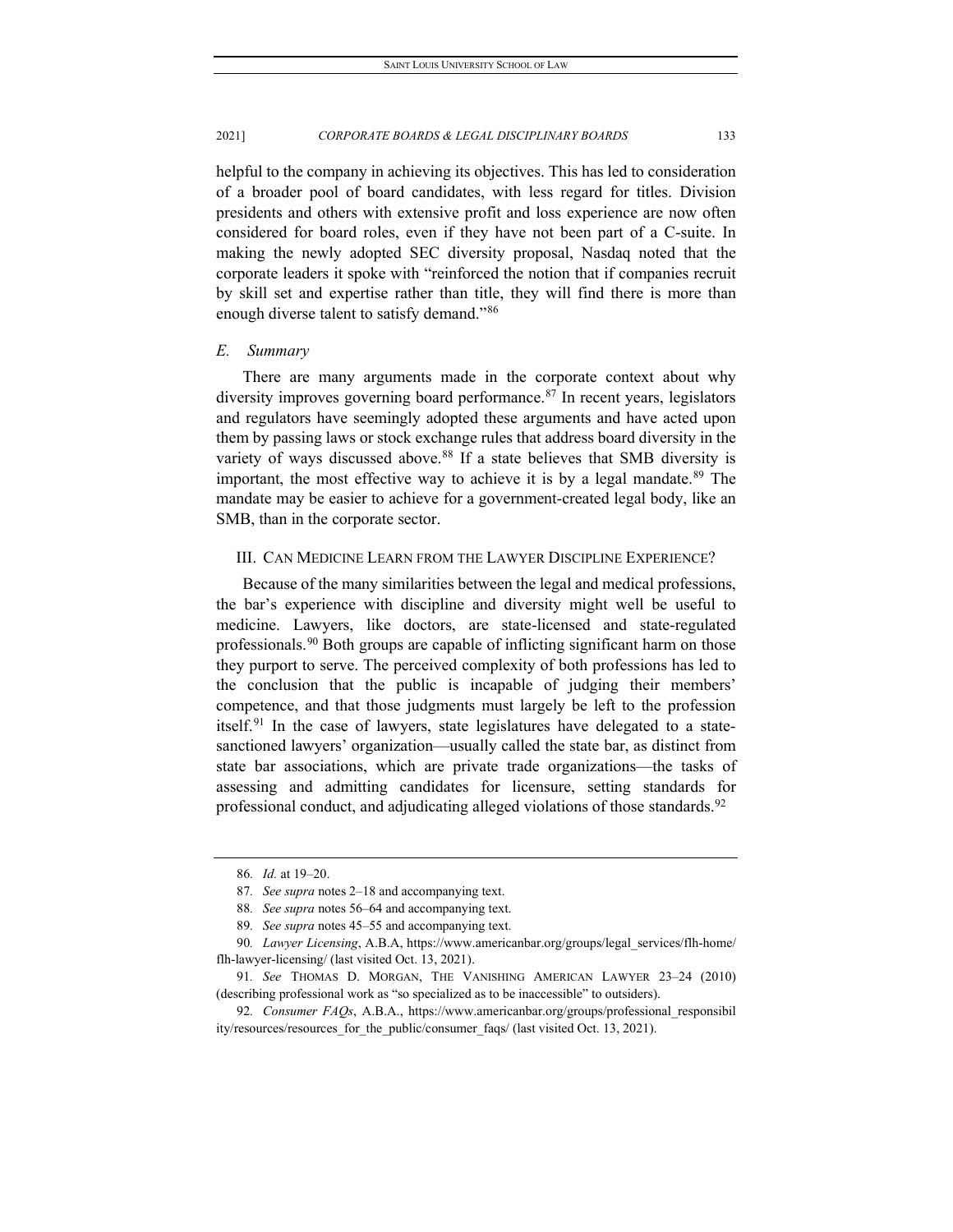helpful to the company in achieving its objectives. This has led to consideration of a broader pool of board candidates, with less regard for titles. Division presidents and others with extensive profit and loss experience are now often considered for board roles, even if they have not been part of a C-suite. In making the newly adopted SEC diversity proposal, Nasdaq noted that the corporate leaders it spoke with "reinforced the notion that if companies recruit by skill set and expertise rather than title, they will find there is more than enough diverse talent to satisfy demand."[86]

### *E. Summary*

There are many arguments made in the corporate context about why diversity improves governing board performance.[87] In recent years, legislators and regulators have seemingly adopted these arguments and have acted upon them by passing laws or stock exchange rules that address board diversity in the variety of ways discussed above.[88] If a state believes that SMB diversity is important, the most effective way to achieve it is by a legal mandate.[89] The mandate may be easier to achieve for a government-created legal body, like an SMB, than in the corporate sector.

## III. Can Medicine Learn from the Lawyer Discipline Experience?

Because of the many similarities between the legal and medical professions, the bar's experience with discipline and diversity might well be useful to medicine. Lawyers, like doctors, are state-licensed and state-regulated professionals.[90] Both groups are capable of inflicting significant harm on those they purport to serve. The perceived complexity of both professions has led to the conclusion that the public is incapable of judging their members' competence, and that those judgments must largely be left to the profession itself.[91] In the case of lawyers, state legislatures have delegated to a state-sanctioned lawyers' organization—usually called the state bar, as distinct from state bar associations, which are private trade organizations—the tasks of assessing and admitting candidates for licensure, setting standards for professional conduct, and adjudicating alleged violations of those standards.[92]

---

86. *Id.* at 19–20.

87. *See supra* notes 2–18 and accompanying text.

88. *See supra* notes 56–64 and accompanying text.

89. *See supra* notes 45–55 and accompanying text.

90. *Lawyer Licensing*, A.B.A, https://www.americanbar.org/groups/legal_services/flh-home/flh-lawyer-licensing/ (last visited Oct. 13, 2021).

91. *See* THOMAS D. MORGAN, THE VANISHING AMERICAN LAWYER 23–24 (2010) (describing professional work as "so specialized as to be inaccessible" to outsiders).

92. *Consumer FAQs*, A.B.A., https://www.americanbar.org/groups/professional_responsibility/resources/resources_for_the_public/consumer_faqs/ (last visited Oct. 13, 2021).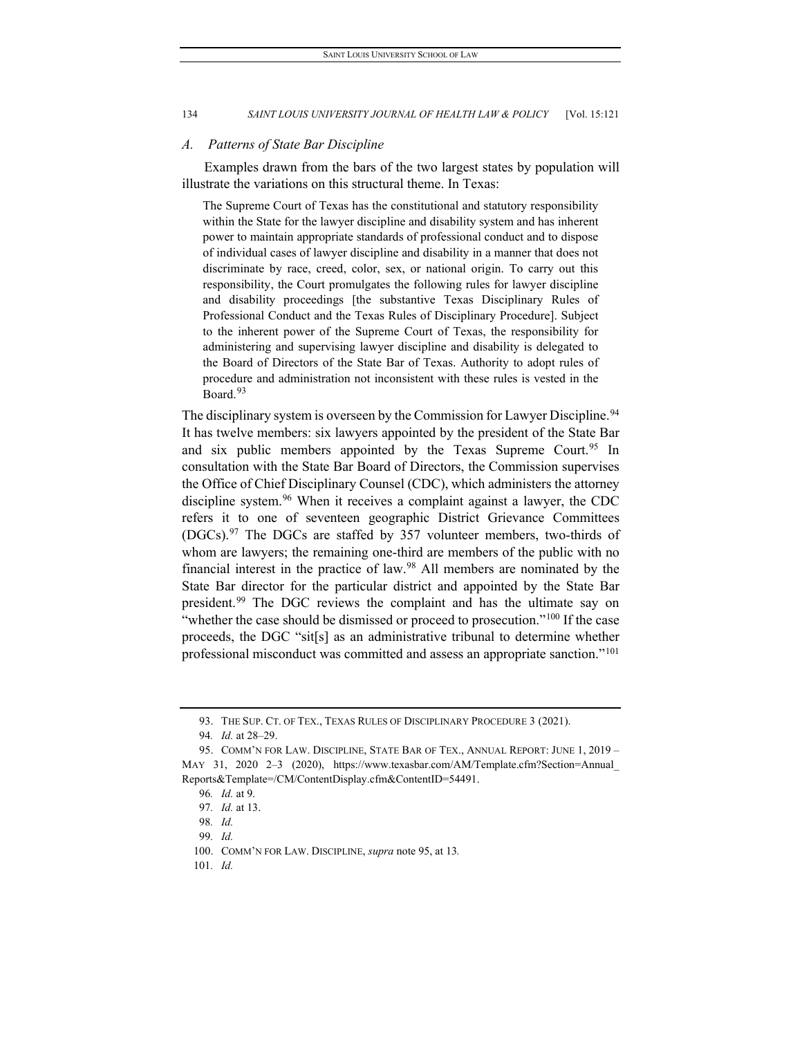### *A. Patterns of State Bar Discipline*

Examples drawn from the bars of the two largest states by population will illustrate the variations on this structural theme. In Texas:

> The Supreme Court of Texas has the constitutional and statutory responsibility within the State for the lawyer discipline and disability system and has inherent power to maintain appropriate standards of professional conduct and to dispose of individual cases of lawyer discipline and disability in a manner that does not discriminate by race, creed, color, sex, or national origin. To carry out this responsibility, the Court promulgates the following rules for lawyer discipline and disability proceedings [the substantive Texas Disciplinary Rules of Professional Conduct and the Texas Rules of Disciplinary Procedure]. Subject to the inherent power of the Supreme Court of Texas, the responsibility for administering and supervising lawyer discipline and disability is delegated to the Board of Directors of the State Bar of Texas. Authority to adopt rules of procedure and administration not inconsistent with these rules is vested in the Board.[93]

The disciplinary system is overseen by the Commission for Lawyer Discipline.[94] It has twelve members: six lawyers appointed by the president of the State Bar and six public members appointed by the Texas Supreme Court.[95] In consultation with the State Bar Board of Directors, the Commission supervises the Office of Chief Disciplinary Counsel (CDC), which administers the attorney discipline system.[96] When it receives a complaint against a lawyer, the CDC refers it to one of seventeen geographic District Grievance Committees (DGCs).[97] The DGCs are staffed by 357 volunteer members, two-thirds of whom are lawyers; the remaining one-third are members of the public with no financial interest in the practice of law.[98] All members are nominated by the State Bar director for the particular district and appointed by the State Bar president.[99] The DGC reviews the complaint and has the ultimate say on "whether the case should be dismissed or proceed to prosecution."[100] If the case proceeds, the DGC "sit[s] as an administrative tribunal to determine whether professional misconduct was committed and assess an appropriate sanction."[101]

---

93. THE SUP. CT. OF TEX., TEXAS RULES OF DISCIPLINARY PROCEDURE 3 (2021).

94. *Id.* at 28–29.

95. COMM'N FOR LAW. DISCIPLINE, STATE BAR OF TEX., ANNUAL REPORT: JUNE 1, 2019 – MAY 31, 2020 2–3 (2020), https://www.texasbar.com/AM/Template.cfm?Section=Annual_Reports&Template=/CM/ContentDisplay.cfm&ContentID=54491.

96. *Id.* at 9.

97. *Id.* at 13.

98. *Id.*

99. *Id.*

100. COMM'N FOR LAW. DISCIPLINE, *supra* note 95, at 13.

101. *Id.*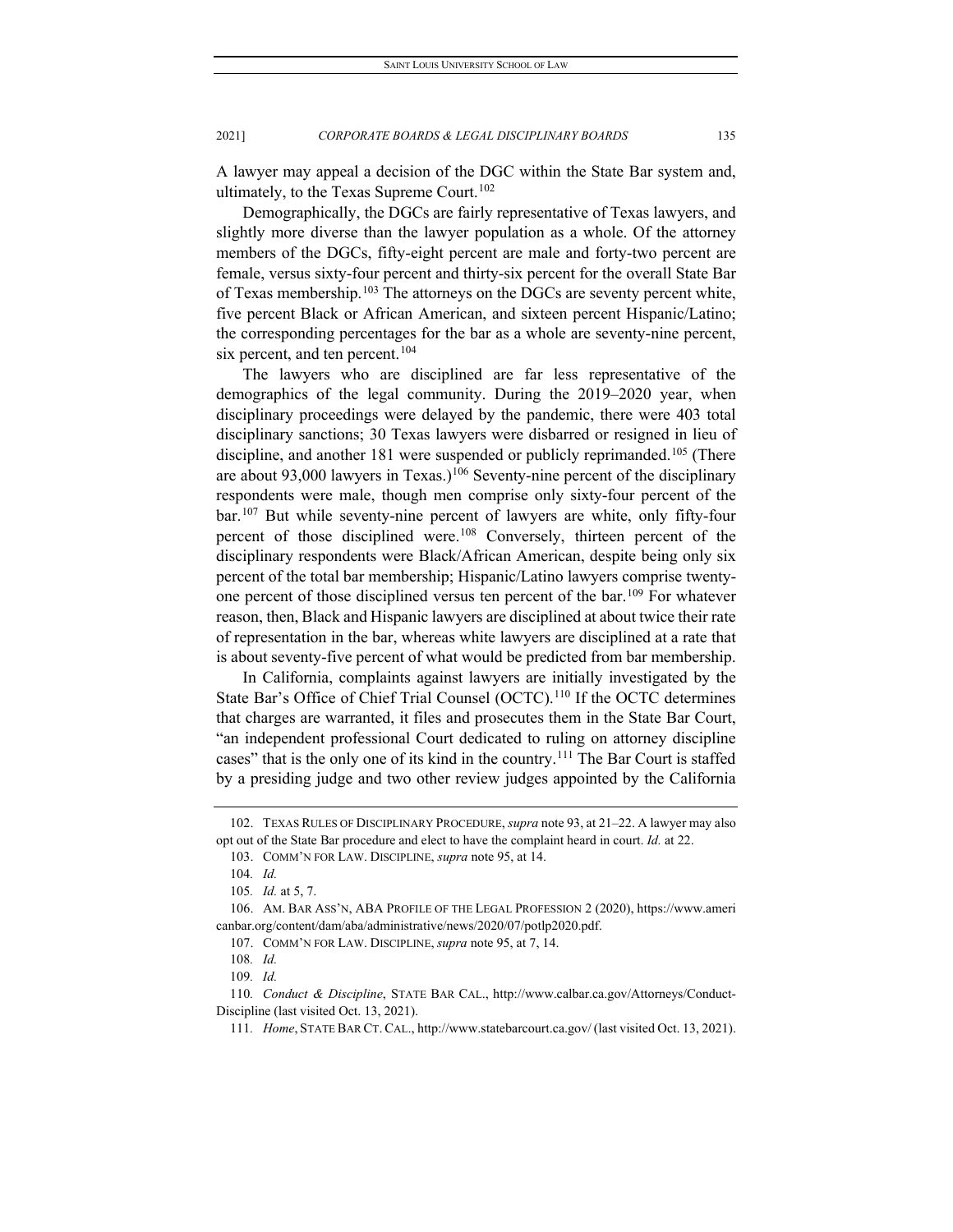A lawyer may appeal a decision of the DGC within the State Bar system and, ultimately, to the Texas Supreme Court.[102]

Demographically, the DGCs are fairly representative of Texas lawyers, and slightly more diverse than the lawyer population as a whole. Of the attorney members of the DGCs, fifty-eight percent are male and forty-two percent are female, versus sixty-four percent and thirty-six percent for the overall State Bar of Texas membership.[103] The attorneys on the DGCs are seventy percent white, five percent Black or African American, and sixteen percent Hispanic/Latino; the corresponding percentages for the bar as a whole are seventy-nine percent, six percent, and ten percent.[104]

The lawyers who are disciplined are far less representative of the demographics of the legal community. During the 2019–2020 year, when disciplinary proceedings were delayed by the pandemic, there were 403 total disciplinary sanctions; 30 Texas lawyers were disbarred or resigned in lieu of discipline, and another 181 were suspended or publicly reprimanded.[105] (There are about 93,000 lawyers in Texas.)[106] Seventy-nine percent of the disciplinary respondents were male, though men comprise only sixty-four percent of the bar.[107] But while seventy-nine percent of lawyers are white, only fifty-four percent of those disciplined were.[108] Conversely, thirteen percent of the disciplinary respondents were Black/African American, despite being only six percent of the total bar membership; Hispanic/Latino lawyers comprise twenty-one percent of those disciplined versus ten percent of the bar.[109] For whatever reason, then, Black and Hispanic lawyers are disciplined at about twice their rate of representation in the bar, whereas white lawyers are disciplined at a rate that is about seventy-five percent of what would be predicted from bar membership.

In California, complaints against lawyers are initially investigated by the State Bar's Office of Chief Trial Counsel (OCTC).[110] If the OCTC determines that charges are warranted, it files and prosecutes them in the State Bar Court, "an independent professional Court dedicated to ruling on attorney discipline cases" that is the only one of its kind in the country.[111] The Bar Court is staffed by a presiding judge and two other review judges appointed by the California

---

102. TEXAS RULES OF DISCIPLINARY PROCEDURE, *supra* note 93, at 21–22. A lawyer may also opt out of the State Bar procedure and elect to have the complaint heard in court. *Id.* at 22.

103. COMM'N FOR LAW. DISCIPLINE, *supra* note 95, at 14.

104. *Id.*

105. *Id.* at 5, 7.

106. AM. BAR ASS'N, ABA PROFILE OF THE LEGAL PROFESSION 2 (2020), https://www.americanbar.org/content/dam/aba/administrative/news/2020/07/potlp2020.pdf.

107. COMM'N FOR LAW. DISCIPLINE, *supra* note 95, at 7, 14.

108. *Id.*

109. *Id.*

110. *Conduct & Discipline*, STATE BAR CAL., http://www.calbar.ca.gov/Attorneys/Conduct-Discipline (last visited Oct. 13, 2021).

111. *Home*, STATE BAR CT. CAL., http://www.statebarcourt.ca.gov/ (last visited Oct. 13, 2021).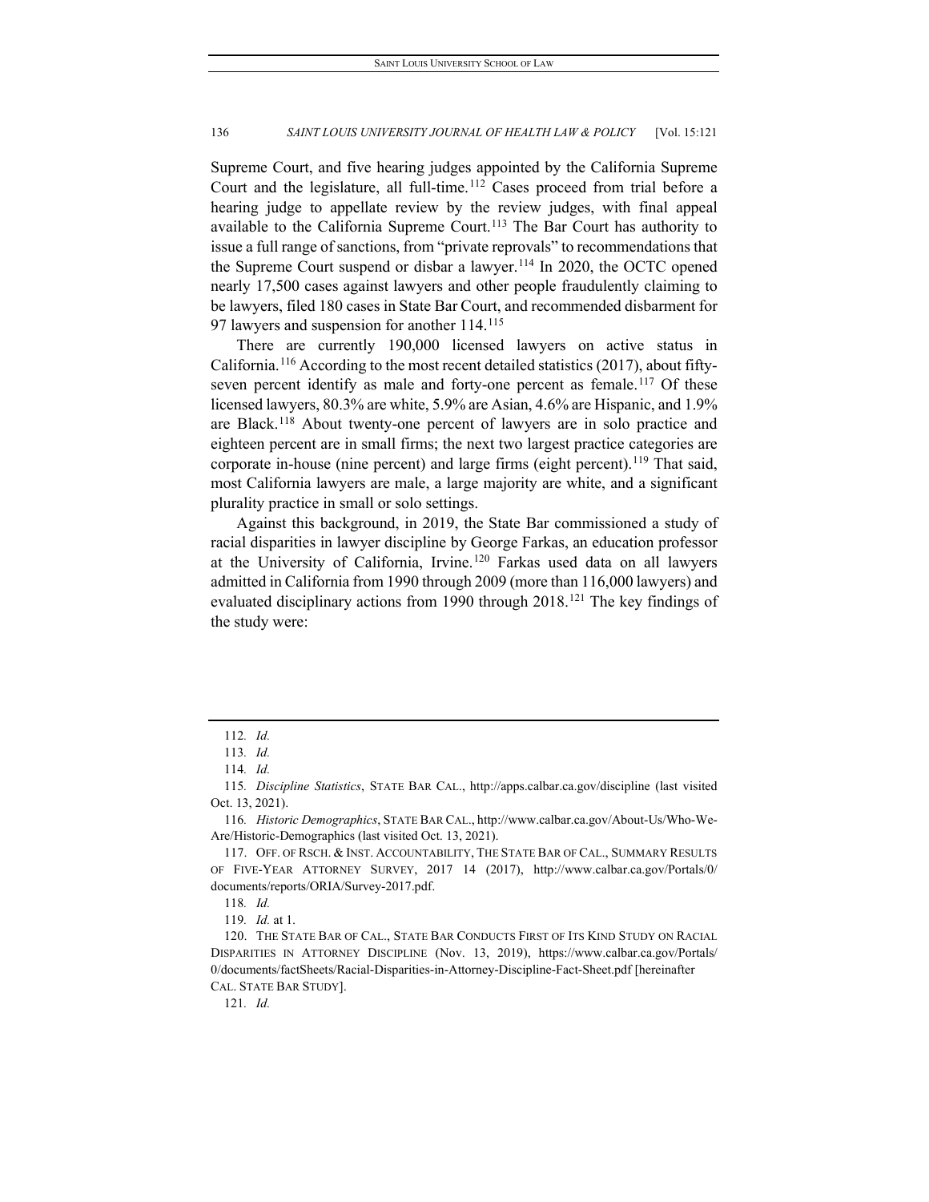Supreme Court, and five hearing judges appointed by the California Supreme Court and the legislature, all full-time.[112] Cases proceed from trial before a hearing judge to appellate review by the review judges, with final appeal available to the California Supreme Court.[113] The Bar Court has authority to issue a full range of sanctions, from "private reprovals" to recommendations that the Supreme Court suspend or disbar a lawyer.[114] In 2020, the OCTC opened nearly 17,500 cases against lawyers and other people fraudulently claiming to be lawyers, filed 180 cases in State Bar Court, and recommended disbarment for 97 lawyers and suspension for another 114.[115]

There are currently 190,000 licensed lawyers on active status in California.[116] According to the most recent detailed statistics (2017), about fifty-seven percent identify as male and forty-one percent as female.[117] Of these licensed lawyers, 80.3% are white, 5.9% are Asian, 4.6% are Hispanic, and 1.9% are Black.[118] About twenty-one percent of lawyers are in solo practice and eighteen percent are in small firms; the next two largest practice categories are corporate in-house (nine percent) and large firms (eight percent).[119] That said, most California lawyers are male, a large majority are white, and a significant plurality practice in small or solo settings.

Against this background, in 2019, the State Bar commissioned a study of racial disparities in lawyer discipline by George Farkas, an education professor at the University of California, Irvine.[120] Farkas used data on all lawyers admitted in California from 1990 through 2009 (more than 116,000 lawyers) and evaluated disciplinary actions from 1990 through 2018.[121] The key findings of the study were:

---

112. *Id.*

113. *Id.*

114. *Id.*

115. *Discipline Statistics*, STATE BAR CAL., http://apps.calbar.ca.gov/discipline (last visited Oct. 13, 2021).

116. *Historic Demographics*, STATE BAR CAL., http://www.calbar.ca.gov/About-Us/Who-We-Are/Historic-Demographics (last visited Oct. 13, 2021).

117. OFF. OF RSCH. & INST. ACCOUNTABILITY, THE STATE BAR OF CAL., SUMMARY RESULTS OF FIVE-YEAR ATTORNEY SURVEY, 2017 14 (2017), http://www.calbar.ca.gov/Portals/0/documents/reports/ORIA/Survey-2017.pdf.

118. *Id.*

119. *Id.* at 1.

120. THE STATE BAR OF CAL., STATE BAR CONDUCTS FIRST OF ITS KIND STUDY ON RACIAL DISPARITIES IN ATTORNEY DISCIPLINE (Nov. 13, 2019), https://www.calbar.ca.gov/Portals/0/documents/factSheets/Racial-Disparities-in-Attorney-Discipline-Fact-Sheet.pdf [hereinafter CAL. STATE BAR STUDY].

121. *Id.*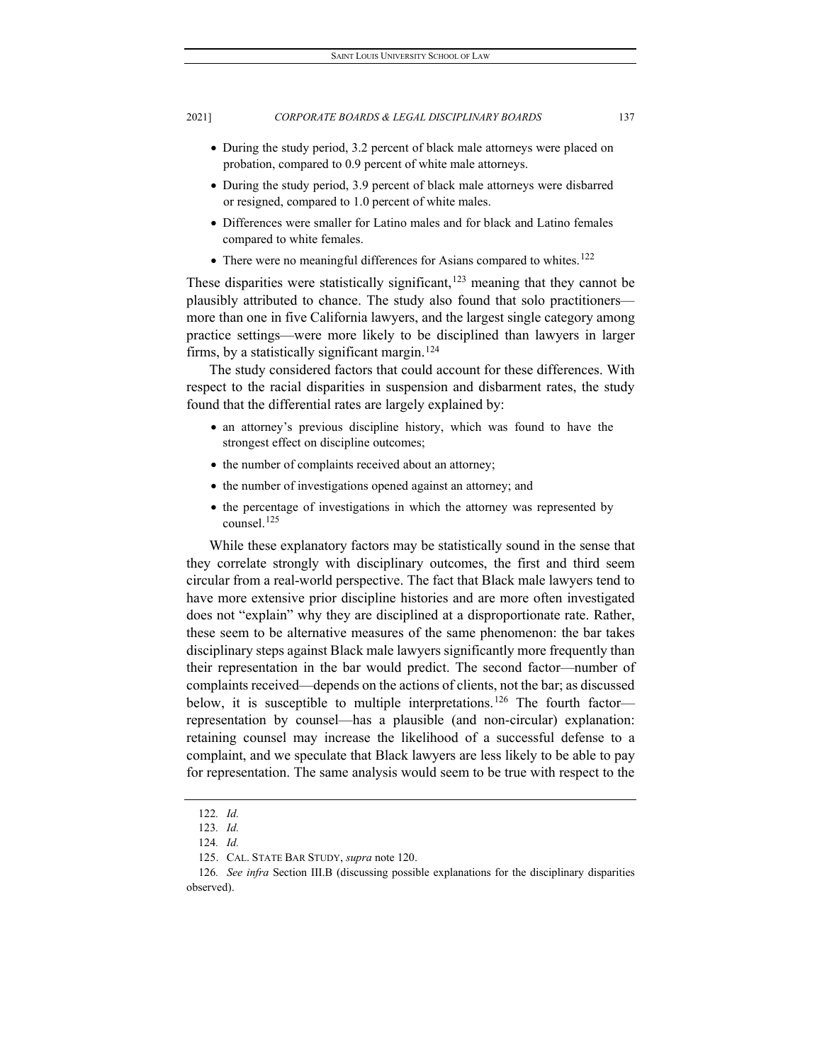- During the study period, 3.2 percent of black male attorneys were placed on probation, compared to 0.9 percent of white male attorneys.
- During the study period, 3.9 percent of black male attorneys were disbarred or resigned, compared to 1.0 percent of white males.
- Differences were smaller for Latino males and for black and Latino females compared to white females.
- There were no meaningful differences for Asians compared to whites.[122]

These disparities were statistically significant,[123] meaning that they cannot be plausibly attributed to chance. The study also found that solo practitioners—more than one in five California lawyers, and the largest single category among practice settings—were more likely to be disciplined than lawyers in larger firms, by a statistically significant margin.[124]

The study considered factors that could account for these differences. With respect to the racial disparities in suspension and disbarment rates, the study found that the differential rates are largely explained by:

- an attorney's previous discipline history, which was found to have the strongest effect on discipline outcomes;
- the number of complaints received about an attorney;
- the number of investigations opened against an attorney; and
- the percentage of investigations in which the attorney was represented by counsel.[125]

While these explanatory factors may be statistically sound in the sense that they correlate strongly with disciplinary outcomes, the first and third seem circular from a real-world perspective. The fact that Black male lawyers tend to have more extensive prior discipline histories and are more often investigated does not "explain" why they are disciplined at a disproportionate rate. Rather, these seem to be alternative measures of the same phenomenon: the bar takes disciplinary steps against Black male lawyers significantly more frequently than their representation in the bar would predict. The second factor—number of complaints received—depends on the actions of clients, not the bar; as discussed below, it is susceptible to multiple interpretations.[126] The fourth factor—representation by counsel—has a plausible (and non-circular) explanation: retaining counsel may increase the likelihood of a successful defense to a complaint, and we speculate that Black lawyers are less likely to be able to pay for representation. The same analysis would seem to be true with respect to the

122. *Id.*

123. *Id.*

124. *Id.*

125. CAL. STATE BAR STUDY, *supra* note 120.

126. *See infra* Section III.B (discussing possible explanations for the disciplinary disparities observed).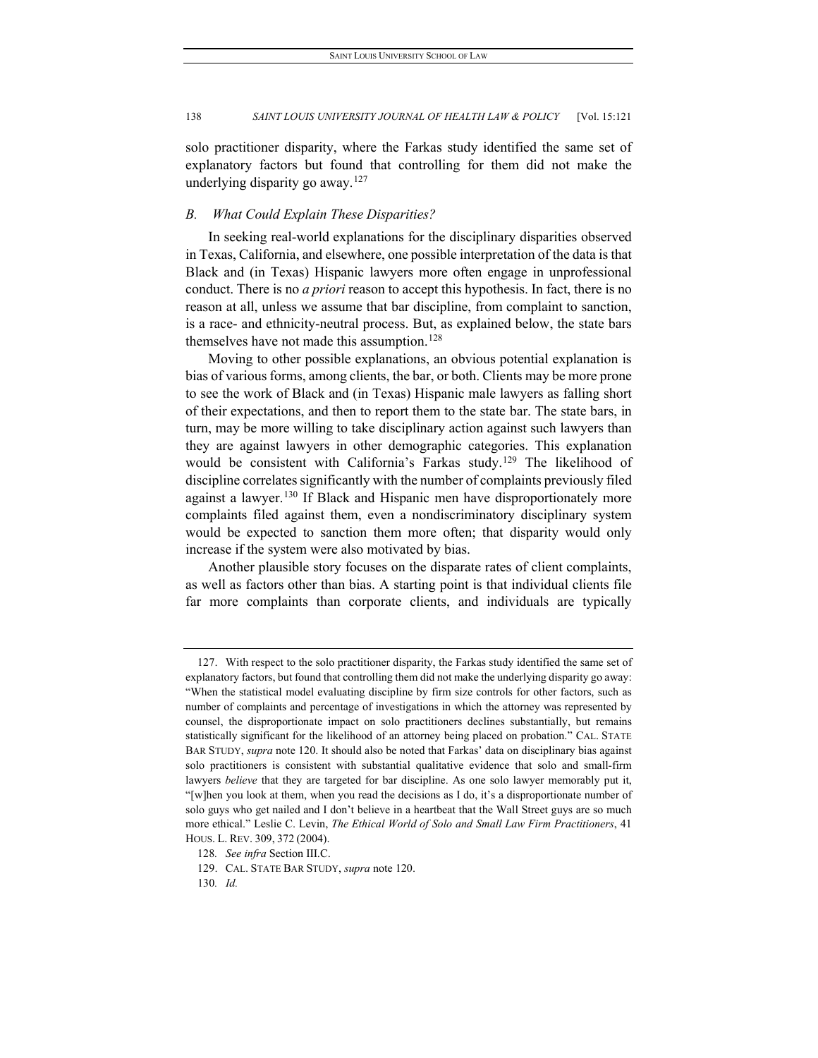solo practitioner disparity, where the Farkas study identified the same set of explanatory factors but found that controlling for them did not make the underlying disparity go away.[127]

### *B. What Could Explain These Disparities?*

In seeking real-world explanations for the disciplinary disparities observed in Texas, California, and elsewhere, one possible interpretation of the data is that Black and (in Texas) Hispanic lawyers more often engage in unprofessional conduct. There is no *a priori* reason to accept this hypothesis. In fact, there is no reason at all, unless we assume that bar discipline, from complaint to sanction, is a race- and ethnicity-neutral process. But, as explained below, the state bars themselves have not made this assumption.[128]

Moving to other possible explanations, an obvious potential explanation is bias of various forms, among clients, the bar, or both. Clients may be more prone to see the work of Black and (in Texas) Hispanic male lawyers as falling short of their expectations, and then to report them to the state bar. The state bars, in turn, may be more willing to take disciplinary action against such lawyers than they are against lawyers in other demographic categories. This explanation would be consistent with California's Farkas study.[129] The likelihood of discipline correlates significantly with the number of complaints previously filed against a lawyer.[130] If Black and Hispanic men have disproportionately more complaints filed against them, even a nondiscriminatory disciplinary system would be expected to sanction them more often; that disparity would only increase if the system were also motivated by bias.

Another plausible story focuses on the disparate rates of client complaints, as well as factors other than bias. A starting point is that individual clients file far more complaints than corporate clients, and individuals are typically

---

127. With respect to the solo practitioner disparity, the Farkas study identified the same set of explanatory factors, but found that controlling them did not make the underlying disparity go away: "When the statistical model evaluating discipline by firm size controls for other factors, such as number of complaints and percentage of investigations in which the attorney was represented by counsel, the disproportionate impact on solo practitioners declines substantially, but remains statistically significant for the likelihood of an attorney being placed on probation." CAL. STATE BAR STUDY, *supra* note 120. It should also be noted that Farkas' data on disciplinary bias against solo practitioners is consistent with substantial qualitative evidence that solo and small-firm lawyers *believe* that they are targeted for bar discipline. As one solo lawyer memorably put it, "[w]hen you look at them, when you read the decisions as I do, it's a disproportionate number of solo guys who get nailed and I don't believe in a heartbeat that the Wall Street guys are so much more ethical." Leslie C. Levin, *The Ethical World of Solo and Small Law Firm Practitioners*, 41 HOUS. L. REV. 309, 372 (2004).

128. *See infra* Section III.C.

129. CAL. STATE BAR STUDY, *supra* note 120.

130. *Id.*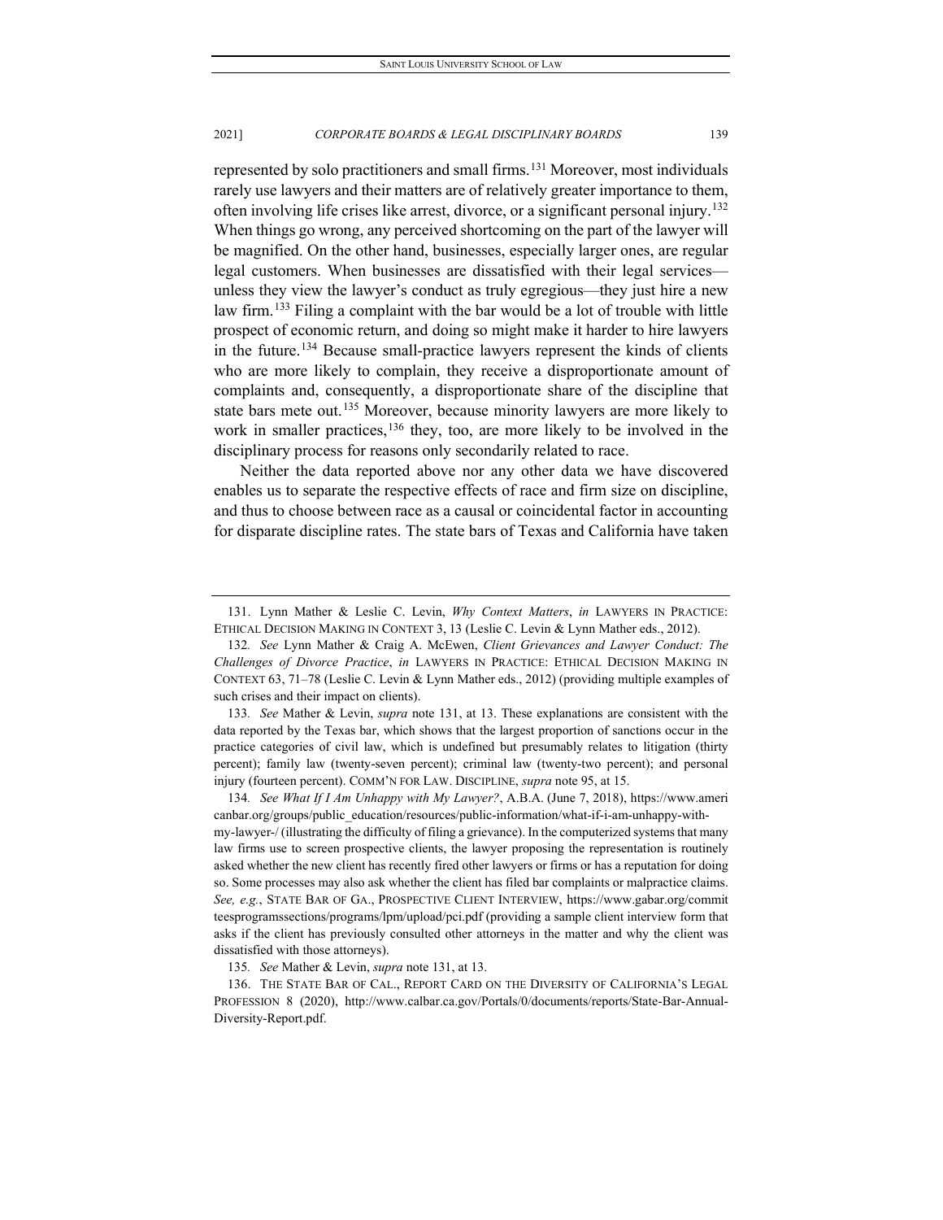represented by solo practitioners and small firms.[131] Moreover, most individuals rarely use lawyers and their matters are of relatively greater importance to them, often involving life crises like arrest, divorce, or a significant personal injury.[132] When things go wrong, any perceived shortcoming on the part of the lawyer will be magnified. On the other hand, businesses, especially larger ones, are regular legal customers. When businesses are dissatisfied with their legal services—unless they view the lawyer's conduct as truly egregious—they just hire a new law firm.[133] Filing a complaint with the bar would be a lot of trouble with little prospect of economic return, and doing so might make it harder to hire lawyers in the future.[134] Because small-practice lawyers represent the kinds of clients who are more likely to complain, they receive a disproportionate amount of complaints and, consequently, a disproportionate share of the discipline that state bars mete out.[135] Moreover, because minority lawyers are more likely to work in smaller practices,[136] they, too, are more likely to be involved in the disciplinary process for reasons only secondarily related to race.

Neither the data reported above nor any other data we have discovered enables us to separate the respective effects of race and firm size on discipline, and thus to choose between race as a causal or coincidental factor in accounting for disparate discipline rates. The state bars of Texas and California have taken

---

131. Lynn Mather & Leslie C. Levin, *Why Context Matters*, *in* LAWYERS IN PRACTICE: ETHICAL DECISION MAKING IN CONTEXT 3, 13 (Leslie C. Levin & Lynn Mather eds., 2012).

132. *See* Lynn Mather & Craig A. McEwen, *Client Grievances and Lawyer Conduct: The Challenges of Divorce Practice*, *in* LAWYERS IN PRACTICE: ETHICAL DECISION MAKING IN CONTEXT 63, 71–78 (Leslie C. Levin & Lynn Mather eds., 2012) (providing multiple examples of such crises and their impact on clients).

133. *See* Mather & Levin, *supra* note 131, at 13. These explanations are consistent with the data reported by the Texas bar, which shows that the largest proportion of sanctions occur in the practice categories of civil law, which is undefined but presumably relates to litigation (thirty percent); family law (twenty-seven percent); criminal law (twenty-two percent); and personal injury (fourteen percent). COMM'N FOR LAW. DISCIPLINE, *supra* note 95, at 15.

134. *See What If I Am Unhappy with My Lawyer?*, A.B.A. (June 7, 2018), https://www.americanbar.org/groups/public_education/resources/public-information/what-if-i-am-unhappy-with-my-lawyer-/ (illustrating the difficulty of filing a grievance). In the computerized systems that many law firms use to screen prospective clients, the lawyer proposing the representation is routinely asked whether the new client has recently fired other lawyers or firms or has a reputation for doing so. Some processes may also ask whether the client has filed bar complaints or malpractice claims. *See, e.g.*, STATE BAR OF GA., PROSPECTIVE CLIENT INTERVIEW, https://www.gabar.org/committeesprogramssections/programs/lpm/upload/pci.pdf (providing a sample client interview form that asks if the client has previously consulted other attorneys in the matter and why the client was dissatisfied with those attorneys).

135. *See* Mather & Levin, *supra* note 131, at 13.

136. THE STATE BAR OF CAL., REPORT CARD ON THE DIVERSITY OF CALIFORNIA'S LEGAL PROFESSION 8 (2020), http://www.calbar.ca.gov/Portals/0/documents/reports/State-Bar-Annual-Diversity-Report.pdf.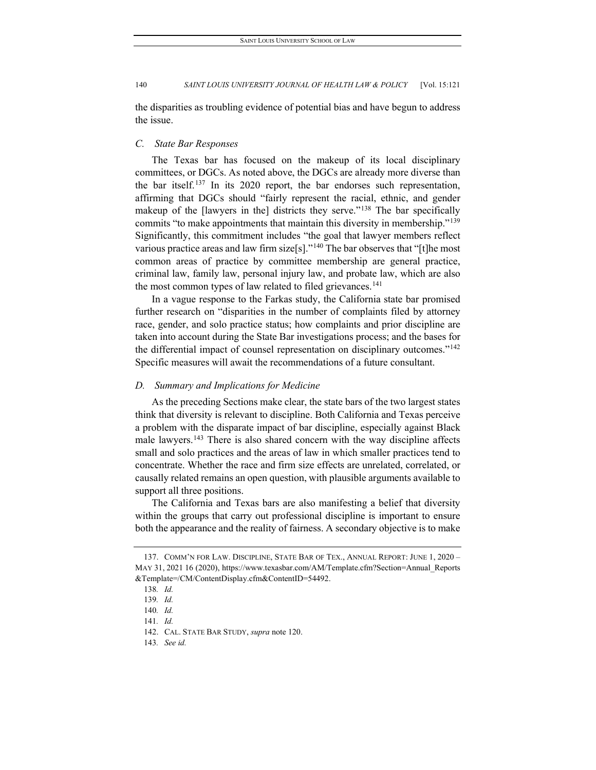the disparities as troubling evidence of potential bias and have begun to address the issue.

### *C. State Bar Responses*

The Texas bar has focused on the makeup of its local disciplinary committees, or DGCs. As noted above, the DGCs are already more diverse than the bar itself.[137] In its 2020 report, the bar endorses such representation, affirming that DGCs should "fairly represent the racial, ethnic, and gender makeup of the [lawyers in the] districts they serve."[138] The bar specifically commits "to make appointments that maintain this diversity in membership."[139] Significantly, this commitment includes "the goal that lawyer members reflect various practice areas and law firm size[s]."[140] The bar observes that "[t]he most common areas of practice by committee membership are general practice, criminal law, family law, personal injury law, and probate law, which are also the most common types of law related to filed grievances.[141]

In a vague response to the Farkas study, the California state bar promised further research on "disparities in the number of complaints filed by attorney race, gender, and solo practice status; how complaints and prior discipline are taken into account during the State Bar investigations process; and the bases for the differential impact of counsel representation on disciplinary outcomes."[142] Specific measures will await the recommendations of a future consultant.

### *D. Summary and Implications for Medicine*

As the preceding Sections make clear, the state bars of the two largest states think that diversity is relevant to discipline. Both California and Texas perceive a problem with the disparate impact of bar discipline, especially against Black male lawyers.[143] There is also shared concern with the way discipline affects small and solo practices and the areas of law in which smaller practices tend to concentrate. Whether the race and firm size effects are unrelated, correlated, or causally related remains an open question, with plausible arguments available to support all three positions.

The California and Texas bars are also manifesting a belief that diversity within the groups that carry out professional discipline is important to ensure both the appearance and the reality of fairness. A secondary objective is to make

---

137. COMM'N FOR LAW. DISCIPLINE, STATE BAR OF TEX., ANNUAL REPORT: JUNE 1, 2020 – MAY 31, 2021 16 (2020), https://www.texasbar.com/AM/Template.cfm?Section=Annual_Reports&Template=/CM/ContentDisplay.cfm&ContentID=54492.

138. *Id.*

139. *Id.*

140. *Id.*

141. *Id.*

142. CAL. STATE BAR STUDY, *supra* note 120.

143. *See id.*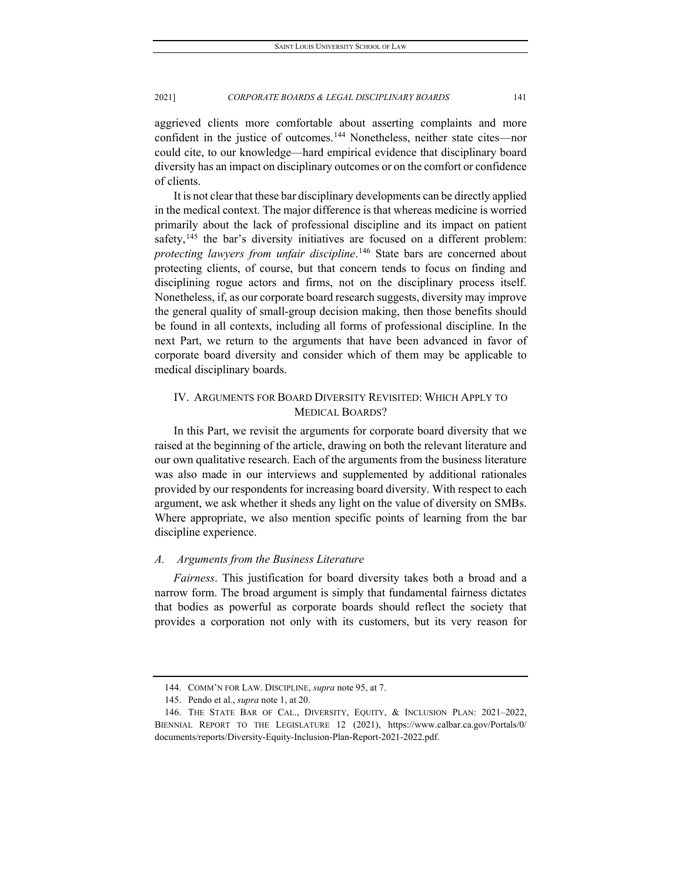aggrieved clients more comfortable about asserting complaints and more confident in the justice of outcomes.[144] Nonetheless, neither state cites—nor could cite, to our knowledge—hard empirical evidence that disciplinary board diversity has an impact on disciplinary outcomes or on the comfort or confidence of clients.

It is not clear that these bar disciplinary developments can be directly applied in the medical context. The major difference is that whereas medicine is worried primarily about the lack of professional discipline and its impact on patient safety,[145] the bar's diversity initiatives are focused on a different problem: *protecting lawyers from unfair discipline*.[146] State bars are concerned about protecting clients, of course, but that concern tends to focus on finding and disciplining rogue actors and firms, not on the disciplinary process itself. Nonetheless, if, as our corporate board research suggests, diversity may improve the general quality of small-group decision making, then those benefits should be found in all contexts, including all forms of professional discipline. In the next Part, we return to the arguments that have been advanced in favor of corporate board diversity and consider which of them may be applicable to medical disciplinary boards.

## IV. Arguments for Board Diversity Revisited: Which Apply to Medical Boards?

In this Part, we revisit the arguments for corporate board diversity that we raised at the beginning of the article, drawing on both the relevant literature and our own qualitative research. Each of the arguments from the business literature was also made in our interviews and supplemented by additional rationales provided by our respondents for increasing board diversity. With respect to each argument, we ask whether it sheds any light on the value of diversity on SMBs. Where appropriate, we also mention specific points of learning from the bar discipline experience.

### *A. Arguments from the Business Literature*

*Fairness*. This justification for board diversity takes both a broad and a narrow form. The broad argument is simply that fundamental fairness dictates that bodies as powerful as corporate boards should reflect the society that provides a corporation not only with its customers, but its very reason for

---

144. Comm'n for Law. Discipline, *supra* note 95, at 7.

145. Pendo et al., *supra* note 1, at 20.

146. The State Bar of Cal., Diversity, Equity, & Inclusion Plan: 2021–2022, Biennial Report to the Legislature 12 (2021), https://www.calbar.ca.gov/Portals/0/documents/reports/Diversity-Equity-Inclusion-Plan-Report-2021-2022.pdf.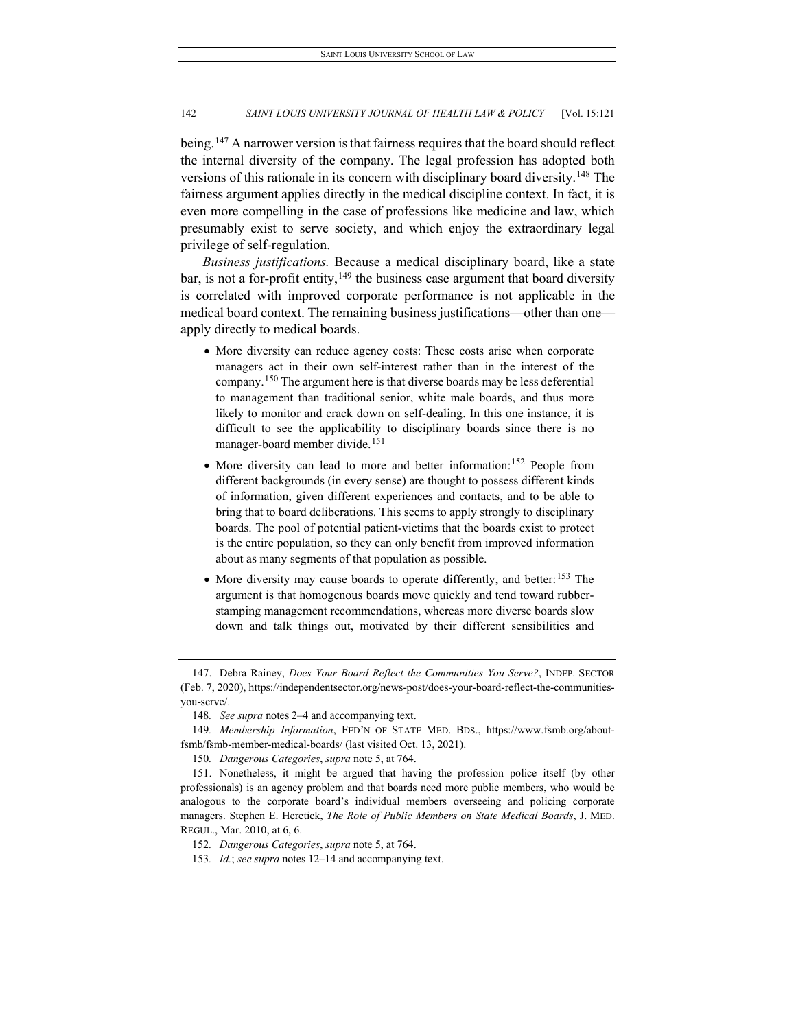being.[147] A narrower version is that fairness requires that the board should reflect the internal diversity of the company. The legal profession has adopted both versions of this rationale in its concern with disciplinary board diversity.[148] The fairness argument applies directly in the medical discipline context. In fact, it is even more compelling in the case of professions like medicine and law, which presumably exist to serve society, and which enjoy the extraordinary legal privilege of self-regulation.

*Business justifications.* Because a medical disciplinary board, like a state bar, is not a for-profit entity,[149] the business case argument that board diversity is correlated with improved corporate performance is not applicable in the medical board context. The remaining business justifications—other than one—apply directly to medical boards.

- More diversity can reduce agency costs: These costs arise when corporate managers act in their own self-interest rather than in the interest of the company.[150] The argument here is that diverse boards may be less deferential to management than traditional senior, white male boards, and thus more likely to monitor and crack down on self-dealing. In this one instance, it is difficult to see the applicability to disciplinary boards since there is no manager-board member divide.[151]
- More diversity can lead to more and better information:[152] People from different backgrounds (in every sense) are thought to possess different kinds of information, given different experiences and contacts, and to be able to bring that to board deliberations. This seems to apply strongly to disciplinary boards. The pool of potential patient-victims that the boards exist to protect is the entire population, so they can only benefit from improved information about as many segments of that population as possible.
- More diversity may cause boards to operate differently, and better:[153] The argument is that homogenous boards move quickly and tend toward rubber-stamping management recommendations, whereas more diverse boards slow down and talk things out, motivated by their different sensibilities and

---

147. Debra Rainey, *Does Your Board Reflect the Communities You Serve?*, INDEP. SECTOR (Feb. 7, 2020), https://independentsector.org/news-post/does-your-board-reflect-the-communities-you-serve/.

148. *See supra* notes 2–4 and accompanying text.

149. *Membership Information*, FED'N OF STATE MED. BDS., https://www.fsmb.org/about-fsmb/fsmb-member-medical-boards/ (last visited Oct. 13, 2021).

150. *Dangerous Categories*, *supra* note 5, at 764.

151. Nonetheless, it might be argued that having the profession police itself (by other professionals) is an agency problem and that boards need more public members, who would be analogous to the corporate board's individual members overseeing and policing corporate managers. Stephen E. Heretick, *The Role of Public Members on State Medical Boards*, J. MED. REGUL., Mar. 2010, at 6, 6.

152. *Dangerous Categories*, *supra* note 5, at 764.

153. *Id.*; *see supra* notes 12–14 and accompanying text.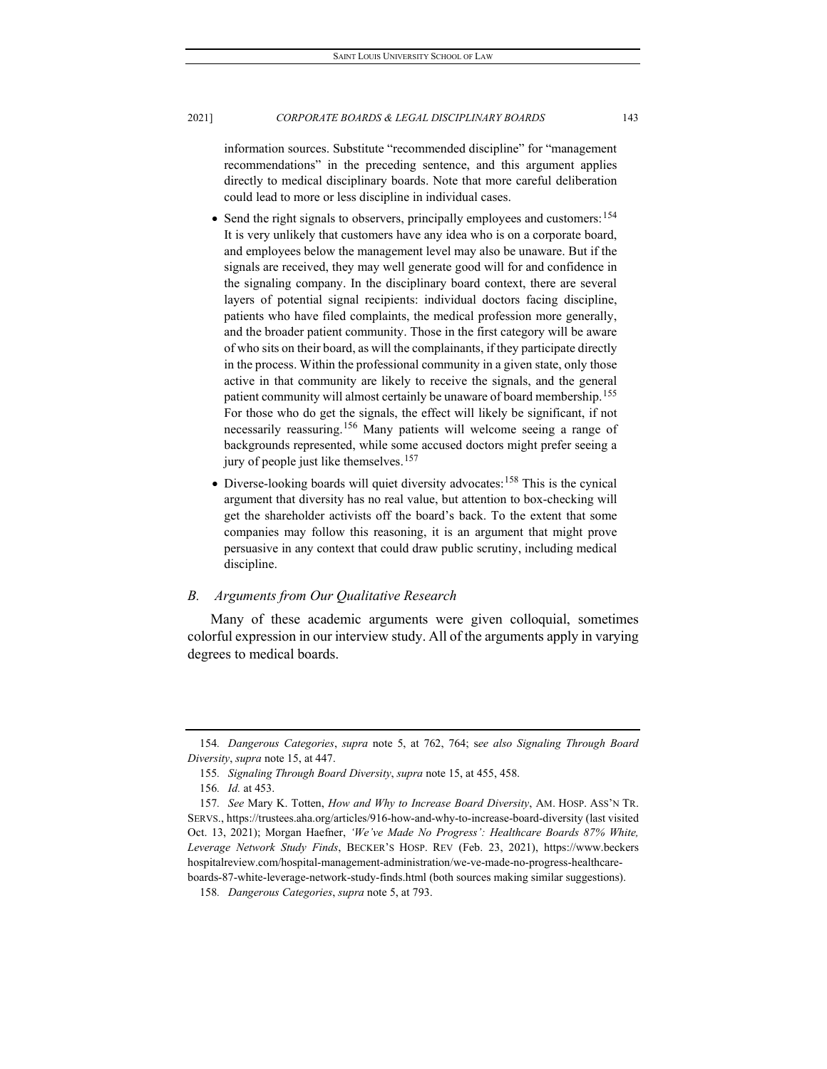information sources. Substitute "recommended discipline" for "management recommendations" in the preceding sentence, and this argument applies directly to medical disciplinary boards. Note that more careful deliberation could lead to more or less discipline in individual cases.

- Send the right signals to observers, principally employees and customers:[154] It is very unlikely that customers have any idea who is on a corporate board, and employees below the management level may also be unaware. But if the signals are received, they may well generate good will for and confidence in the signaling company. In the disciplinary board context, there are several layers of potential signal recipients: individual doctors facing discipline, patients who have filed complaints, the medical profession more generally, and the broader patient community. Those in the first category will be aware of who sits on their board, as will the complainants, if they participate directly in the process. Within the professional community in a given state, only those active in that community are likely to receive the signals, and the general patient community will almost certainly be unaware of board membership.[155] For those who do get the signals, the effect will likely be significant, if not necessarily reassuring.[156] Many patients will welcome seeing a range of backgrounds represented, while some accused doctors might prefer seeing a jury of people just like themselves.[157]
- Diverse-looking boards will quiet diversity advocates:[158] This is the cynical argument that diversity has no real value, but attention to box-checking will get the shareholder activists off the board's back. To the extent that some companies may follow this reasoning, it is an argument that might prove persuasive in any context that could draw public scrutiny, including medical discipline.

### *B. Arguments from Our Qualitative Research*

Many of these academic arguments were given colloquial, sometimes colorful expression in our interview study. All of the arguments apply in varying degrees to medical boards.

---

154. *Dangerous Categories*, *supra* note 5, at 762, 764; s*ee also Signaling Through Board Diversity*, *supra* note 15, at 447.

155. *Signaling Through Board Diversity*, *supra* note 15, at 455, 458.

156. *Id.* at 453.

157. *See* Mary K. Totten, *How and Why to Increase Board Diversity*, AM. HOSP. ASS'N TR. SERVS., https://trustees.aha.org/articles/916-how-and-why-to-increase-board-diversity (last visited Oct. 13, 2021); Morgan Haefner, *'We've Made No Progress': Healthcare Boards 87% White, Leverage Network Study Finds*, BECKER'S HOSP. REV (Feb. 23, 2021), https://www.beckershospitalreview.com/hospital-management-administration/we-ve-made-no-progress-healthcare-boards-87-white-leverage-network-study-finds.html (both sources making similar suggestions).

158. *Dangerous Categories*, *supra* note 5, at 793.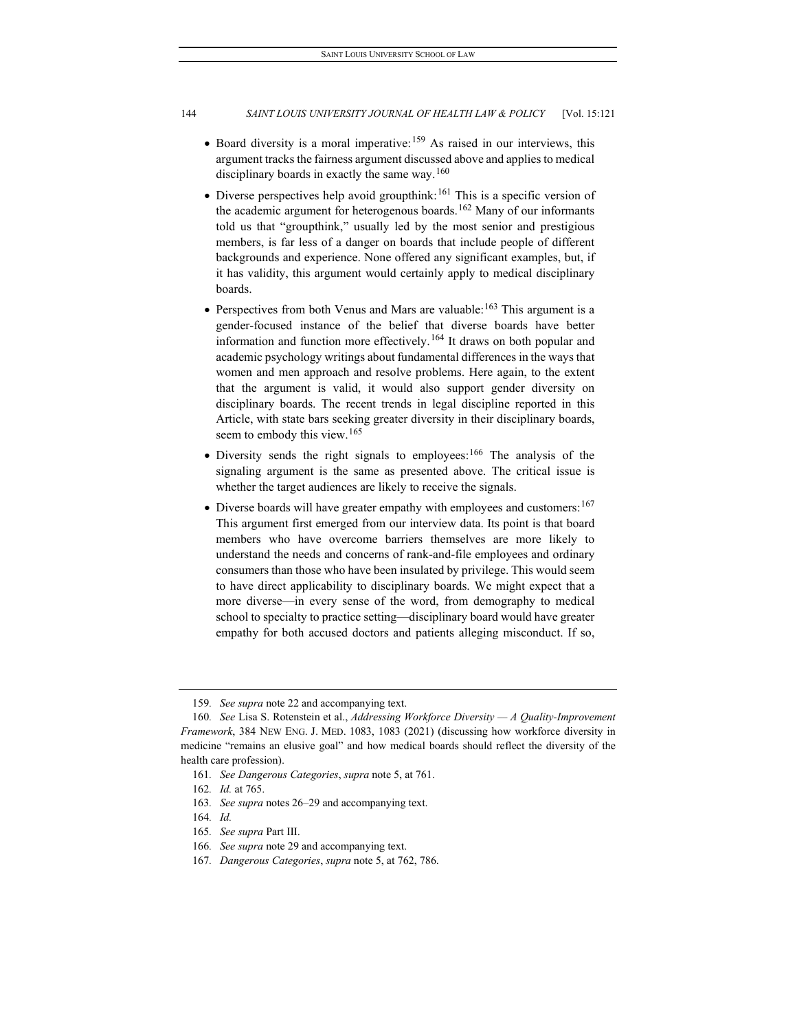- Board diversity is a moral imperative:[159] As raised in our interviews, this argument tracks the fairness argument discussed above and applies to medical disciplinary boards in exactly the same way.[160]
- Diverse perspectives help avoid groupthink:[161] This is a specific version of the academic argument for heterogenous boards.[162] Many of our informants told us that "groupthink," usually led by the most senior and prestigious members, is far less of a danger on boards that include people of different backgrounds and experience. None offered any significant examples, but, if it has validity, this argument would certainly apply to medical disciplinary boards.
- Perspectives from both Venus and Mars are valuable:[163] This argument is a gender-focused instance of the belief that diverse boards have better information and function more effectively.[164] It draws on both popular and academic psychology writings about fundamental differences in the ways that women and men approach and resolve problems. Here again, to the extent that the argument is valid, it would also support gender diversity on disciplinary boards. The recent trends in legal discipline reported in this Article, with state bars seeking greater diversity in their disciplinary boards, seem to embody this view.[165]
- Diversity sends the right signals to employees:[166] The analysis of the signaling argument is the same as presented above. The critical issue is whether the target audiences are likely to receive the signals.
- Diverse boards will have greater empathy with employees and customers:[167] This argument first emerged from our interview data. Its point is that board members who have overcome barriers themselves are more likely to understand the needs and concerns of rank-and-file employees and ordinary consumers than those who have been insulated by privilege. This would seem to have direct applicability to disciplinary boards. We might expect that a more diverse—in every sense of the word, from demography to medical school to specialty to practice setting—disciplinary board would have greater empathy for both accused doctors and patients alleging misconduct. If so,

---

159. *See supra* note 22 and accompanying text.

160. *See* Lisa S. Rotenstein et al., *Addressing Workforce Diversity — A Quality-Improvement Framework*, 384 NEW ENG. J. MED. 1083, 1083 (2021) (discussing how workforce diversity in medicine "remains an elusive goal" and how medical boards should reflect the diversity of the health care profession).

161. *See Dangerous Categories*, *supra* note 5, at 761.

162. *Id.* at 765.

163. *See supra* notes 26–29 and accompanying text.

164. *Id.*

165. *See supra* Part III.

166. *See supra* note 29 and accompanying text.

167. *Dangerous Categories*, *supra* note 5, at 762, 786.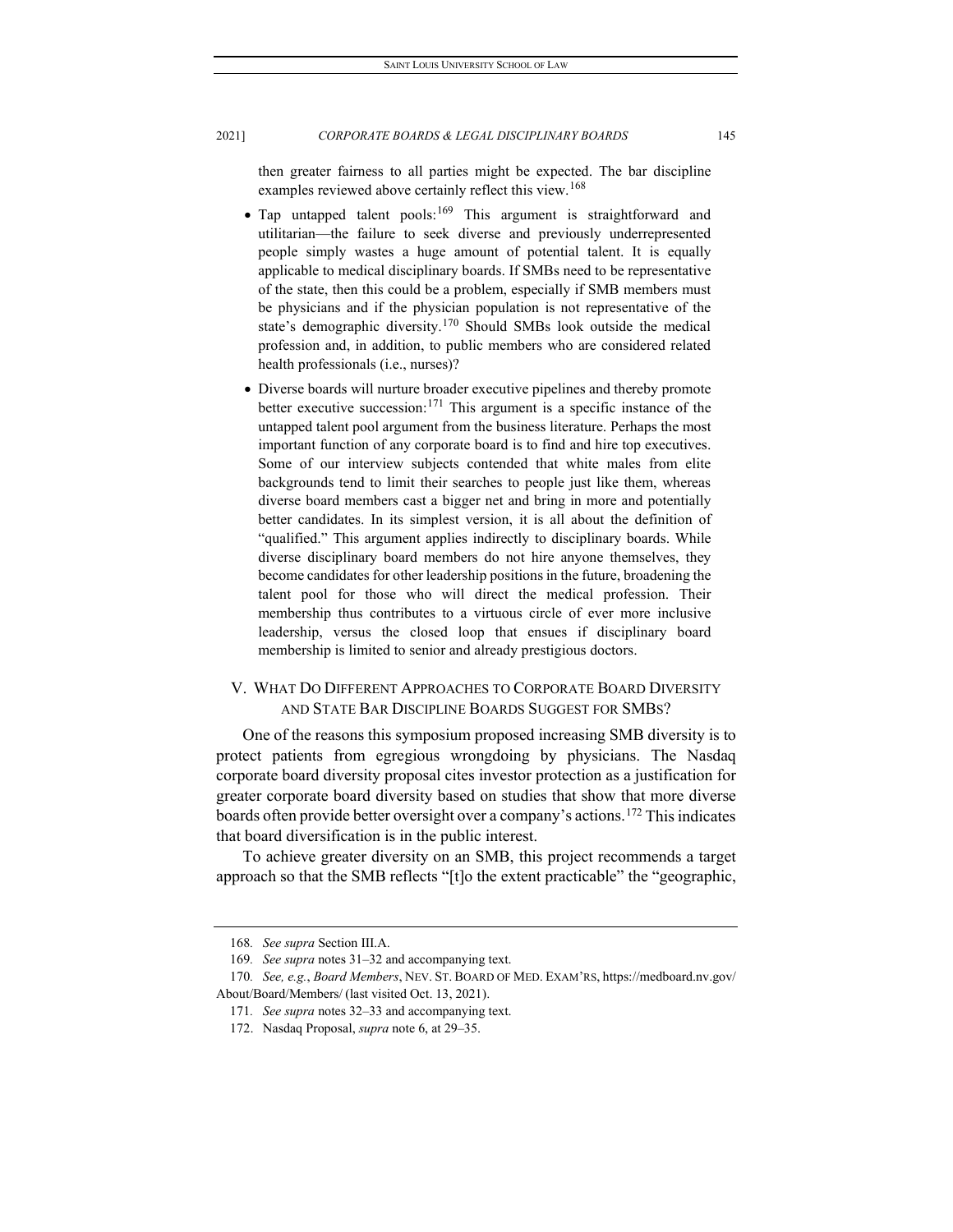then greater fairness to all parties might be expected. The bar discipline examples reviewed above certainly reflect this view.[168]

- Tap untapped talent pools:[169] This argument is straightforward and utilitarian—the failure to seek diverse and previously underrepresented people simply wastes a huge amount of potential talent. It is equally applicable to medical disciplinary boards. If SMBs need to be representative of the state, then this could be a problem, especially if SMB members must be physicians and if the physician population is not representative of the state's demographic diversity.[170] Should SMBs look outside the medical profession and, in addition, to public members who are considered related health professionals (i.e., nurses)?
- Diverse boards will nurture broader executive pipelines and thereby promote better executive succession:[171] This argument is a specific instance of the untapped talent pool argument from the business literature. Perhaps the most important function of any corporate board is to find and hire top executives. Some of our interview subjects contended that white males from elite backgrounds tend to limit their searches to people just like them, whereas diverse board members cast a bigger net and bring in more and potentially better candidates. In its simplest version, it is all about the definition of "qualified." This argument applies indirectly to disciplinary boards. While diverse disciplinary board members do not hire anyone themselves, they become candidates for other leadership positions in the future, broadening the talent pool for those who will direct the medical profession. Their membership thus contributes to a virtuous circle of ever more inclusive leadership, versus the closed loop that ensues if disciplinary board membership is limited to senior and already prestigious doctors.

## V. What Do Different Approaches to Corporate Board Diversity and State Bar Discipline Boards Suggest for SMBs?

One of the reasons this symposium proposed increasing SMB diversity is to protect patients from egregious wrongdoing by physicians. The Nasdaq corporate board diversity proposal cites investor protection as a justification for greater corporate board diversity based on studies that show that more diverse boards often provide better oversight over a company's actions.[172] This indicates that board diversification is in the public interest.

To achieve greater diversity on an SMB, this project recommends a target approach so that the SMB reflects "[t]o the extent practicable" the "geographic,

---

168. *See supra* Section III.A.

169. *See supra* notes 31–32 and accompanying text.

170. *See, e.g.*, *Board Members*, NEV. ST. BOARD OF MED. EXAM'RS, https://medboard.nv.gov/About/Board/Members/ (last visited Oct. 13, 2021).

171. *See supra* notes 32–33 and accompanying text.

172. Nasdaq Proposal, *supra* note 6, at 29–35.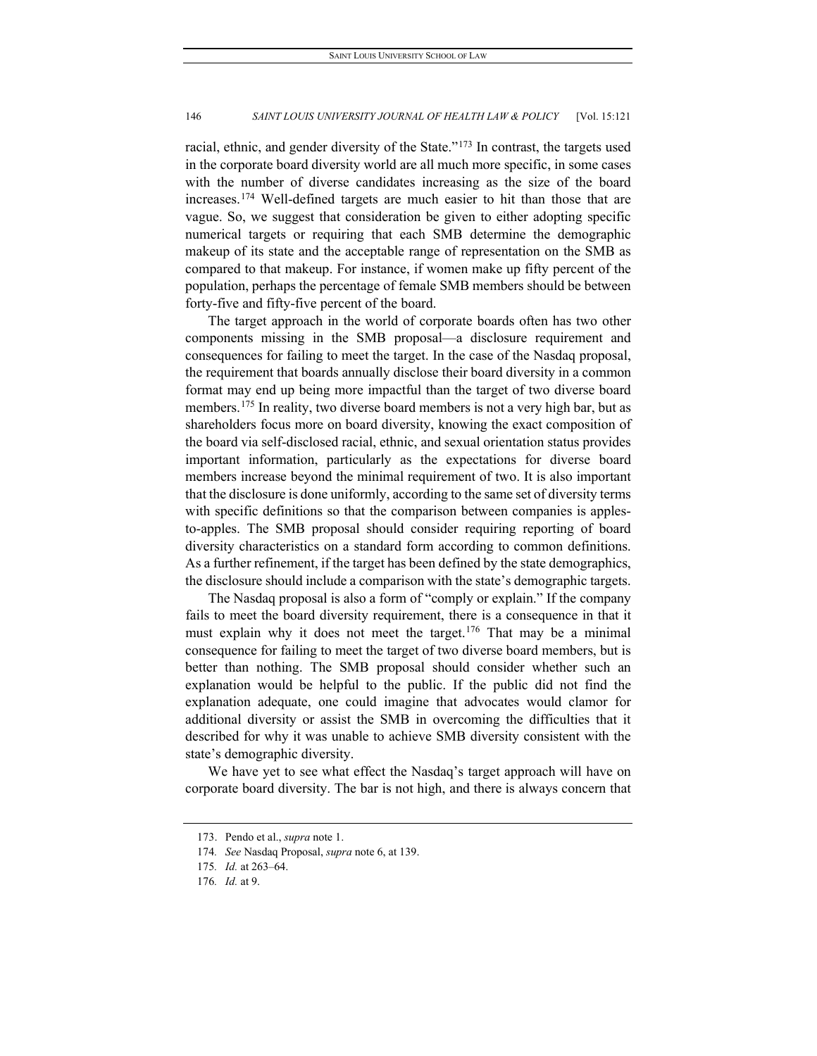racial, ethnic, and gender diversity of the State."[173] In contrast, the targets used in the corporate board diversity world are all much more specific, in some cases with the number of diverse candidates increasing as the size of the board increases.[174] Well-defined targets are much easier to hit than those that are vague. So, we suggest that consideration be given to either adopting specific numerical targets or requiring that each SMB determine the demographic makeup of its state and the acceptable range of representation on the SMB as compared to that makeup. For instance, if women make up fifty percent of the population, perhaps the percentage of female SMB members should be between forty-five and fifty-five percent of the board.

The target approach in the world of corporate boards often has two other components missing in the SMB proposal—a disclosure requirement and consequences for failing to meet the target. In the case of the Nasdaq proposal, the requirement that boards annually disclose their board diversity in a common format may end up being more impactful than the target of two diverse board members.[175] In reality, two diverse board members is not a very high bar, but as shareholders focus more on board diversity, knowing the exact composition of the board via self-disclosed racial, ethnic, and sexual orientation status provides important information, particularly as the expectations for diverse board members increase beyond the minimal requirement of two. It is also important that the disclosure is done uniformly, according to the same set of diversity terms with specific definitions so that the comparison between companies is apples-to-apples. The SMB proposal should consider requiring reporting of board diversity characteristics on a standard form according to common definitions. As a further refinement, if the target has been defined by the state demographics, the disclosure should include a comparison with the state's demographic targets.

The Nasdaq proposal is also a form of "comply or explain." If the company fails to meet the board diversity requirement, there is a consequence in that it must explain why it does not meet the target.[176] That may be a minimal consequence for failing to meet the target of two diverse board members, but is better than nothing. The SMB proposal should consider whether such an explanation would be helpful to the public. If the public did not find the explanation adequate, one could imagine that advocates would clamor for additional diversity or assist the SMB in overcoming the difficulties that it described for why it was unable to achieve SMB diversity consistent with the state's demographic diversity.

We have yet to see what effect the Nasdaq's target approach will have on corporate board diversity. The bar is not high, and there is always concern that

173. Pendo et al., *supra* note 1.

174. *See* Nasdaq Proposal, *supra* note 6, at 139.

175. *Id.* at 263–64.

176. *Id.* at 9.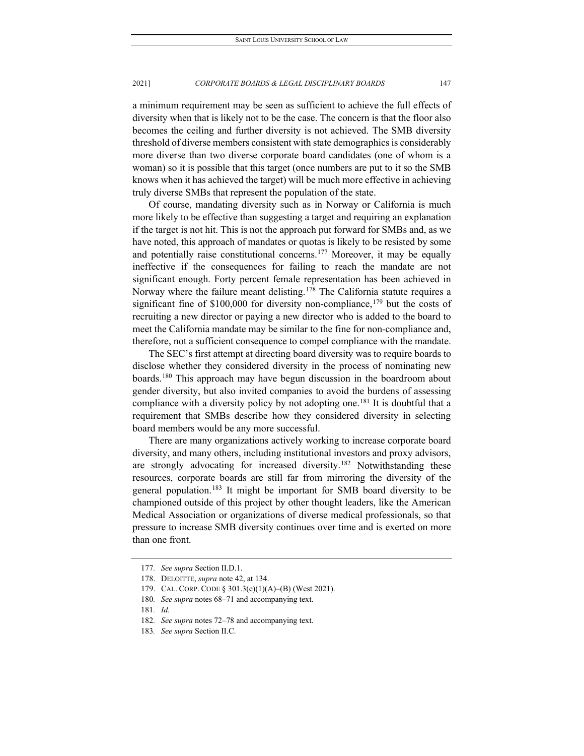a minimum requirement may be seen as sufficient to achieve the full effects of diversity when that is likely not to be the case. The concern is that the floor also becomes the ceiling and further diversity is not achieved. The SMB diversity threshold of diverse members consistent with state demographics is considerably more diverse than two diverse corporate board candidates (one of whom is a woman) so it is possible that this target (once numbers are put to it so the SMB knows when it has achieved the target) will be much more effective in achieving truly diverse SMBs that represent the population of the state.

Of course, mandating diversity such as in Norway or California is much more likely to be effective than suggesting a target and requiring an explanation if the target is not hit. This is not the approach put forward for SMBs and, as we have noted, this approach of mandates or quotas is likely to be resisted by some and potentially raise constitutional concerns.[177] Moreover, it may be equally ineffective if the consequences for failing to reach the mandate are not significant enough. Forty percent female representation has been achieved in Norway where the failure meant delisting.[178] The California statute requires a significant fine of $100,000 for diversity non-compliance,[179] but the costs of recruiting a new director or paying a new director who is added to the board to meet the California mandate may be similar to the fine for non-compliance and, therefore, not a sufficient consequence to compel compliance with the mandate.

The SEC's first attempt at directing board diversity was to require boards to disclose whether they considered diversity in the process of nominating new boards.[180] This approach may have begun discussion in the boardroom about gender diversity, but also invited companies to avoid the burdens of assessing compliance with a diversity policy by not adopting one.[181] It is doubtful that a requirement that SMBs describe how they considered diversity in selecting board members would be any more successful.

There are many organizations actively working to increase corporate board diversity, and many others, including institutional investors and proxy advisors, are strongly advocating for increased diversity.[182] Notwithstanding these resources, corporate boards are still far from mirroring the diversity of the general population.[183] It might be important for SMB board diversity to be championed outside of this project by other thought leaders, like the American Medical Association or organizations of diverse medical professionals, so that pressure to increase SMB diversity continues over time and is exerted on more than one front.

---

177. *See supra* Section II.D.1.

178. DELOITTE, *supra* note 42, at 134.

179. CAL. CORP. CODE § 301.3(e)(1)(A)–(B) (West 2021).

180. *See supra* notes 68–71 and accompanying text.

181. *Id.*

182. *See supra* notes 72–78 and accompanying text.

183. *See supra* Section II.C.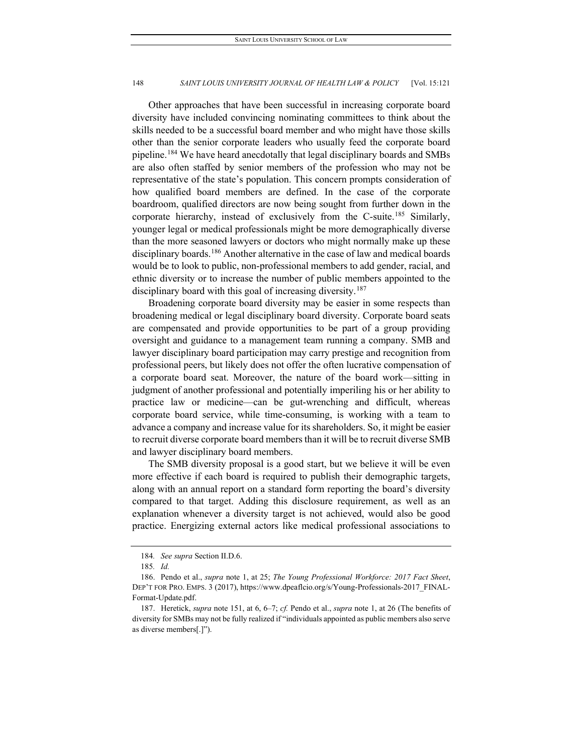Other approaches that have been successful in increasing corporate board diversity have included convincing nominating committees to think about the skills needed to be a successful board member and who might have those skills other than the senior corporate leaders who usually feed the corporate board pipeline.[184] We have heard anecdotally that legal disciplinary boards and SMBs are also often staffed by senior members of the profession who may not be representative of the state's population. This concern prompts consideration of how qualified board members are defined. In the case of the corporate boardroom, qualified directors are now being sought from further down in the corporate hierarchy, instead of exclusively from the C-suite.[185] Similarly, younger legal or medical professionals might be more demographically diverse than the more seasoned lawyers or doctors who might normally make up these disciplinary boards.[186] Another alternative in the case of law and medical boards would be to look to public, non-professional members to add gender, racial, and ethnic diversity or to increase the number of public members appointed to the disciplinary board with this goal of increasing diversity.[187]

Broadening corporate board diversity may be easier in some respects than broadening medical or legal disciplinary board diversity. Corporate board seats are compensated and provide opportunities to be part of a group providing oversight and guidance to a management team running a company. SMB and lawyer disciplinary board participation may carry prestige and recognition from professional peers, but likely does not offer the often lucrative compensation of a corporate board seat. Moreover, the nature of the board work—sitting in judgment of another professional and potentially imperiling his or her ability to practice law or medicine—can be gut-wrenching and difficult, whereas corporate board service, while time-consuming, is working with a team to advance a company and increase value for its shareholders. So, it might be easier to recruit diverse corporate board members than it will be to recruit diverse SMB and lawyer disciplinary board members.

The SMB diversity proposal is a good start, but we believe it will be even more effective if each board is required to publish their demographic targets, along with an annual report on a standard form reporting the board's diversity compared to that target. Adding this disclosure requirement, as well as an explanation whenever a diversity target is not achieved, would also be good practice. Energizing external actors like medical professional associations to

---

184. *See supra* Section II.D.6.

185. *Id.*

186. Pendo et al., *supra* note 1, at 25; *The Young Professional Workforce: 2017 Fact Sheet*, DEP'T FOR PRO. EMPS. 3 (2017), https://www.dpeaflcio.org/s/Young-Professionals-2017_FINAL-Format-Update.pdf.

187. Heretick, *supra* note 151, at 6, 6–7; *cf.* Pendo et al., *supra* note 1, at 26 (The benefits of diversity for SMBs may not be fully realized if "individuals appointed as public members also serve as diverse members[.]").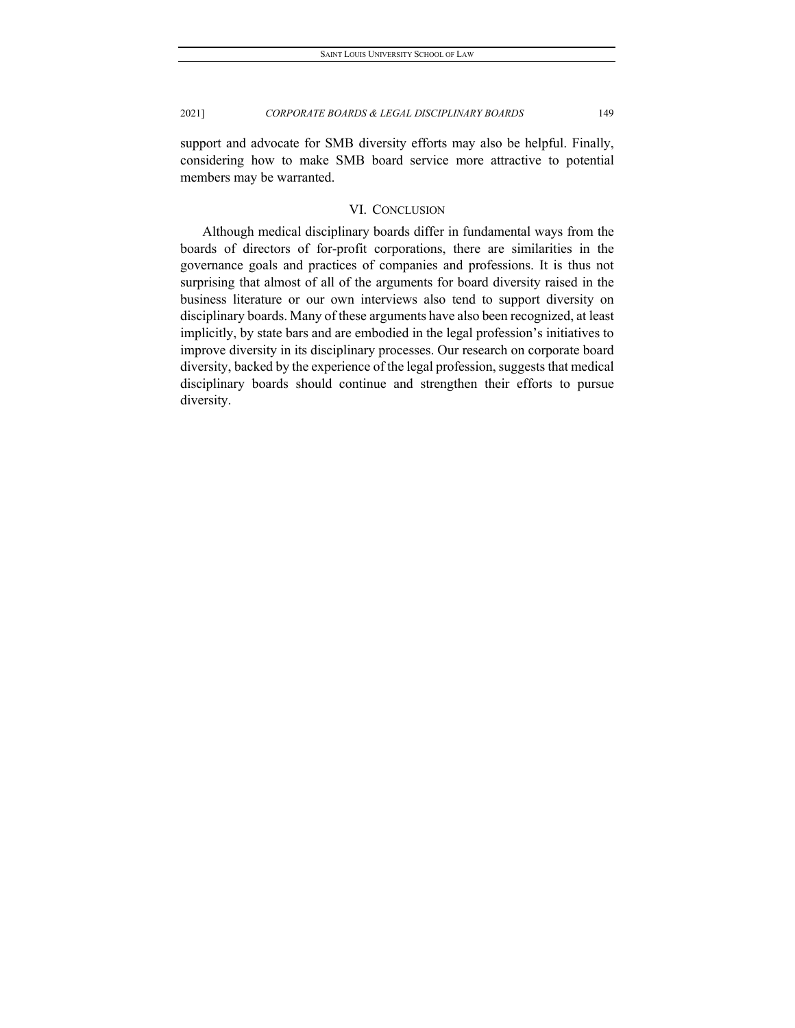support and advocate for SMB diversity efforts may also be helpful. Finally, considering how to make SMB board service more attractive to potential members may be warranted.

## VI. Conclusion

Although medical disciplinary boards differ in fundamental ways from the boards of directors of for-profit corporations, there are similarities in the governance goals and practices of companies and professions. It is thus not surprising that almost of all of the arguments for board diversity raised in the business literature or our own interviews also tend to support diversity on disciplinary boards. Many of these arguments have also been recognized, at least implicitly, by state bars and are embodied in the legal profession's initiatives to improve diversity in its disciplinary processes. Our research on corporate board diversity, backed by the experience of the legal profession, suggests that medical disciplinary boards should continue and strengthen their efforts to pursue diversity.